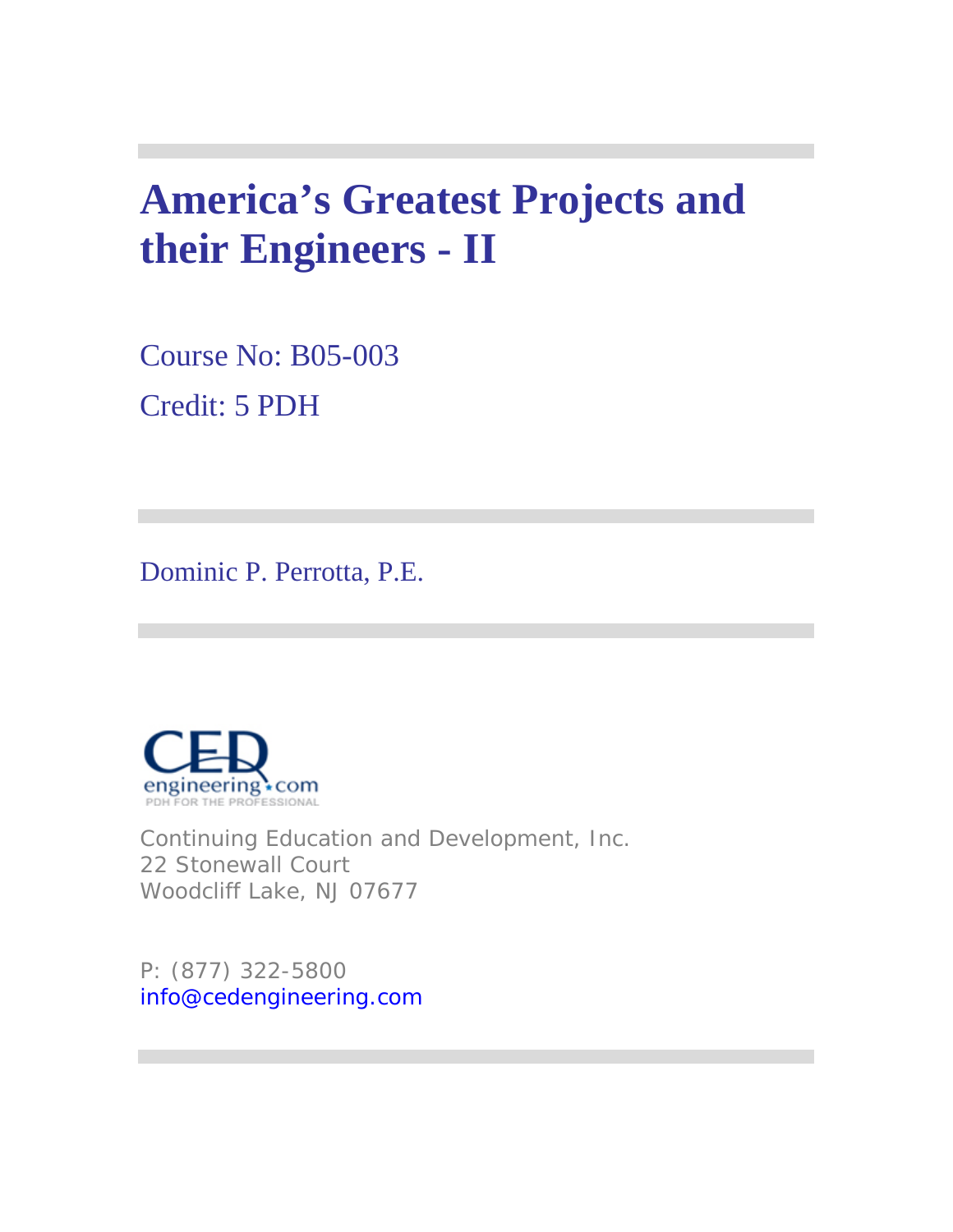# America's Greatest Projects and their Engineers - II

Course No: B05-003
Credit: 5 PDH

Dominic P. Perrotta, P.E.

Continuing Education and Development, Inc.
22 Stonewall Court
Woodcliff Lake, NJ 07677

P: (877) 322-5800
info@cedengineering.com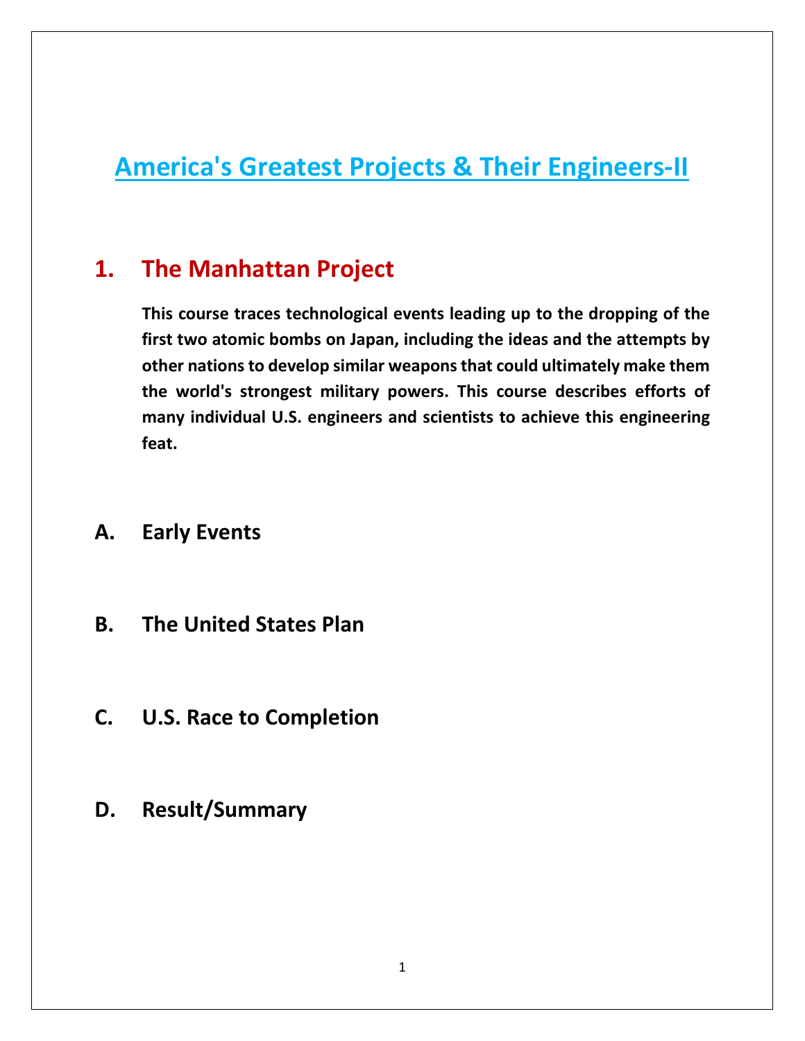# America's Greatest Projects & Their Engineers-II

## 1. The Manhattan Project

**This course traces technological events leading up to the dropping of the first two atomic bombs on Japan, including the ideas and the attempts by other nations to develop similar weapons that could ultimately make them the world's strongest military powers. This course describes efforts of many individual U.S. engineers and scientists to achieve this engineering feat.**

### A. Early Events

### B. The United States Plan

### C. U.S. Race to Completion

### D. Result/Summary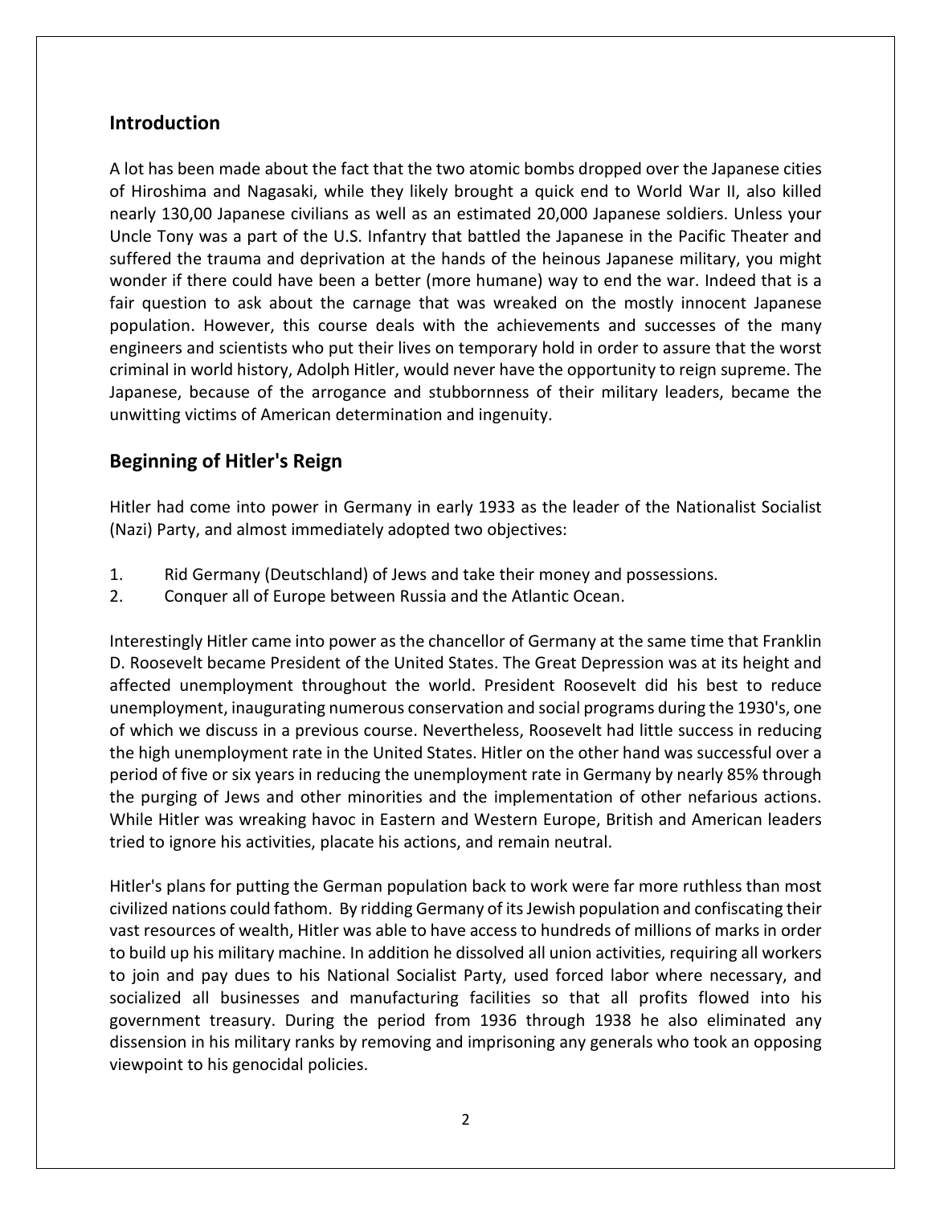## Introduction

A lot has been made about the fact that the two atomic bombs dropped over the Japanese cities of Hiroshima and Nagasaki, while they likely brought a quick end to World War II, also killed nearly 130,00 Japanese civilians as well as an estimated 20,000 Japanese soldiers. Unless your Uncle Tony was a part of the U.S. Infantry that battled the Japanese in the Pacific Theater and suffered the trauma and deprivation at the hands of the heinous Japanese military, you might wonder if there could have been a better (more humane) way to end the war. Indeed that is a fair question to ask about the carnage that was wreaked on the mostly innocent Japanese population. However, this course deals with the achievements and successes of the many engineers and scientists who put their lives on temporary hold in order to assure that the worst criminal in world history, Adolph Hitler, would never have the opportunity to reign supreme. The Japanese, because of the arrogance and stubbornness of their military leaders, became the unwitting victims of American determination and ingenuity.

## Beginning of Hitler's Reign

Hitler had come into power in Germany in early 1933 as the leader of the Nationalist Socialist (Nazi) Party, and almost immediately adopted two objectives:

1. Rid Germany (Deutschland) of Jews and take their money and possessions.
2. Conquer all of Europe between Russia and the Atlantic Ocean.

Interestingly Hitler came into power as the chancellor of Germany at the same time that Franklin D. Roosevelt became President of the United States. The Great Depression was at its height and affected unemployment throughout the world. President Roosevelt did his best to reduce unemployment, inaugurating numerous conservation and social programs during the 1930's, one of which we discuss in a previous course. Nevertheless, Roosevelt had little success in reducing the high unemployment rate in the United States. Hitler on the other hand was successful over a period of five or six years in reducing the unemployment rate in Germany by nearly 85% through the purging of Jews and other minorities and the implementation of other nefarious actions. While Hitler was wreaking havoc in Eastern and Western Europe, British and American leaders tried to ignore his activities, placate his actions, and remain neutral.

Hitler's plans for putting the German population back to work were far more ruthless than most civilized nations could fathom. By ridding Germany of its Jewish population and confiscating their vast resources of wealth, Hitler was able to have access to hundreds of millions of marks in order to build up his military machine. In addition he dissolved all union activities, requiring all workers to join and pay dues to his National Socialist Party, used forced labor where necessary, and socialized all businesses and manufacturing facilities so that all profits flowed into his government treasury. During the period from 1936 through 1938 he also eliminated any dissension in his military ranks by removing and imprisoning any generals who took an opposing viewpoint to his genocidal policies.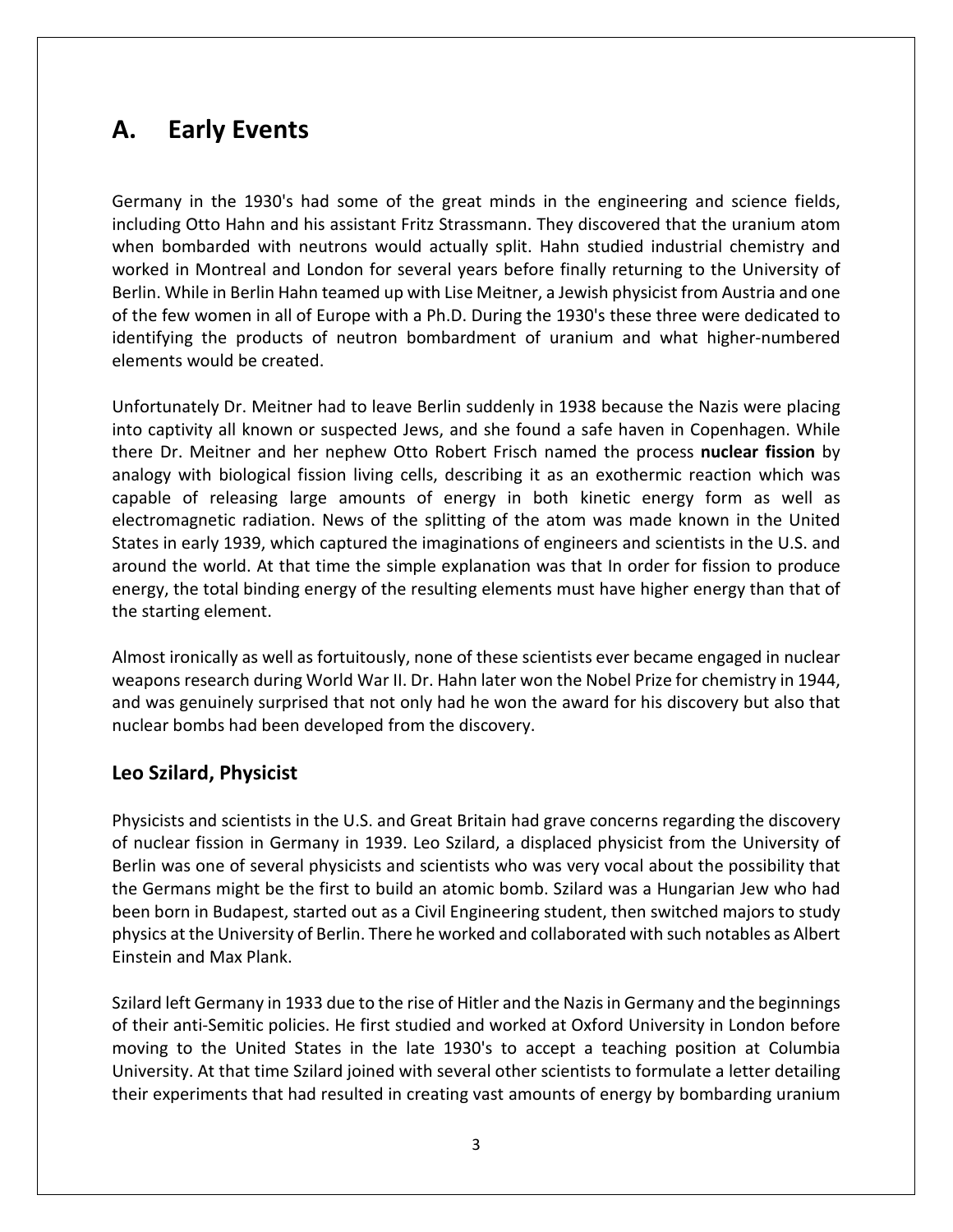# A. Early Events

Germany in the 1930's had some of the great minds in the engineering and science fields, including Otto Hahn and his assistant Fritz Strassmann. They discovered that the uranium atom when bombarded with neutrons would actually split. Hahn studied industrial chemistry and worked in Montreal and London for several years before finally returning to the University of Berlin. While in Berlin Hahn teamed up with Lise Meitner, a Jewish physicist from Austria and one of the few women in all of Europe with a Ph.D. During the 1930's these three were dedicated to identifying the products of neutron bombardment of uranium and what higher-numbered elements would be created.

Unfortunately Dr. Meitner had to leave Berlin suddenly in 1938 because the Nazis were placing into captivity all known or suspected Jews, and she found a safe haven in Copenhagen. While there Dr. Meitner and her nephew Otto Robert Frisch named the process **nuclear fission** by analogy with biological fission living cells, describing it as an exothermic reaction which was capable of releasing large amounts of energy in both kinetic energy form as well as electromagnetic radiation. News of the splitting of the atom was made known in the United States in early 1939, which captured the imaginations of engineers and scientists in the U.S. and around the world. At that time the simple explanation was that In order for fission to produce energy, the total binding energy of the resulting elements must have higher energy than that of the starting element.

Almost ironically as well as fortuitously, none of these scientists ever became engaged in nuclear weapons research during World War II. Dr. Hahn later won the Nobel Prize for chemistry in 1944, and was genuinely surprised that not only had he won the award for his discovery but also that nuclear bombs had been developed from the discovery.

## Leo Szilard, Physicist

Physicists and scientists in the U.S. and Great Britain had grave concerns regarding the discovery of nuclear fission in Germany in 1939. Leo Szilard, a displaced physicist from the University of Berlin was one of several physicists and scientists who was very vocal about the possibility that the Germans might be the first to build an atomic bomb. Szilard was a Hungarian Jew who had been born in Budapest, started out as a Civil Engineering student, then switched majors to study physics at the University of Berlin. There he worked and collaborated with such notables as Albert Einstein and Max Plank.

Szilard left Germany in 1933 due to the rise of Hitler and the Nazis in Germany and the beginnings of their anti-Semitic policies. He first studied and worked at Oxford University in London before moving to the United States in the late 1930's to accept a teaching position at Columbia University. At that time Szilard joined with several other scientists to formulate a letter detailing their experiments that had resulted in creating vast amounts of energy by bombarding uranium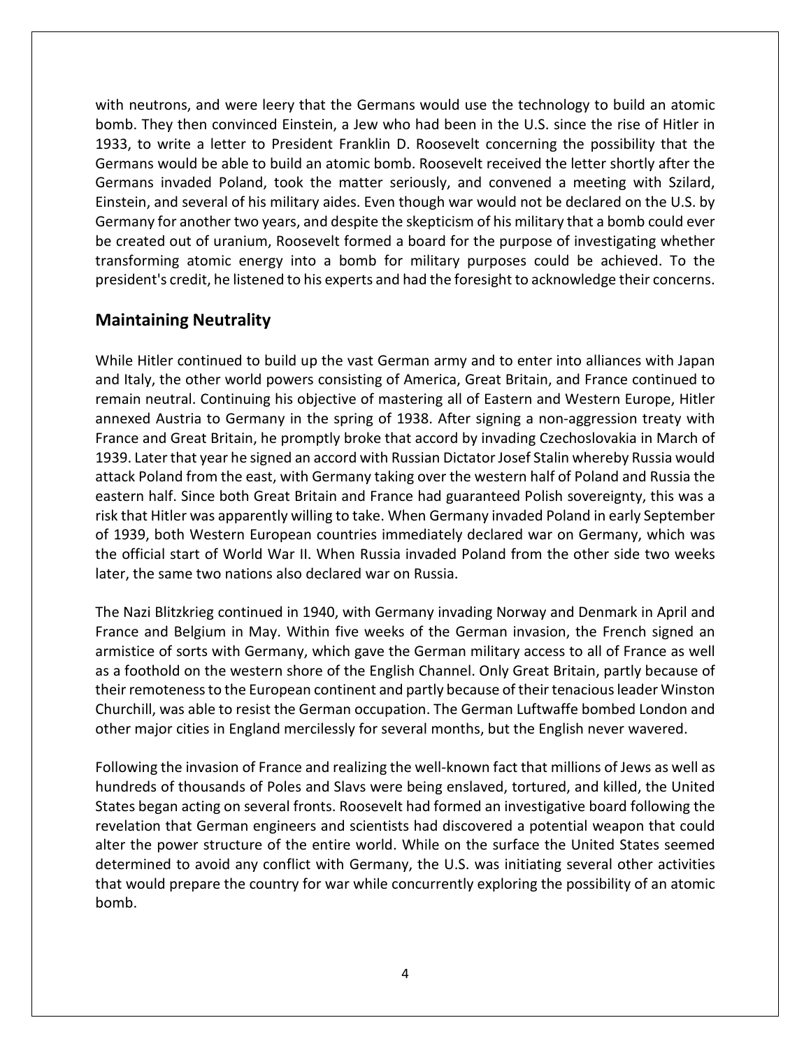with neutrons, and were leery that the Germans would use the technology to build an atomic bomb. They then convinced Einstein, a Jew who had been in the U.S. since the rise of Hitler in 1933, to write a letter to President Franklin D. Roosevelt concerning the possibility that the Germans would be able to build an atomic bomb. Roosevelt received the letter shortly after the Germans invaded Poland, took the matter seriously, and convened a meeting with Szilard, Einstein, and several of his military aides. Even though war would not be declared on the U.S. by Germany for another two years, and despite the skepticism of his military that a bomb could ever be created out of uranium, Roosevelt formed a board for the purpose of investigating whether transforming atomic energy into a bomb for military purposes could be achieved. To the president's credit, he listened to his experts and had the foresight to acknowledge their concerns.

## Maintaining Neutrality

While Hitler continued to build up the vast German army and to enter into alliances with Japan and Italy, the other world powers consisting of America, Great Britain, and France continued to remain neutral. Continuing his objective of mastering all of Eastern and Western Europe, Hitler annexed Austria to Germany in the spring of 1938. After signing a non-aggression treaty with France and Great Britain, he promptly broke that accord by invading Czechoslovakia in March of 1939. Later that year he signed an accord with Russian Dictator Josef Stalin whereby Russia would attack Poland from the east, with Germany taking over the western half of Poland and Russia the eastern half. Since both Great Britain and France had guaranteed Polish sovereignty, this was a risk that Hitler was apparently willing to take. When Germany invaded Poland in early September of 1939, both Western European countries immediately declared war on Germany, which was the official start of World War II. When Russia invaded Poland from the other side two weeks later, the same two nations also declared war on Russia.

The Nazi Blitzkrieg continued in 1940, with Germany invading Norway and Denmark in April and France and Belgium in May. Within five weeks of the German invasion, the French signed an armistice of sorts with Germany, which gave the German military access to all of France as well as a foothold on the western shore of the English Channel. Only Great Britain, partly because of their remoteness to the European continent and partly because of their tenacious leader Winston Churchill, was able to resist the German occupation. The German Luftwaffe bombed London and other major cities in England mercilessly for several months, but the English never wavered.

Following the invasion of France and realizing the well-known fact that millions of Jews as well as hundreds of thousands of Poles and Slavs were being enslaved, tortured, and killed, the United States began acting on several fronts. Roosevelt had formed an investigative board following the revelation that German engineers and scientists had discovered a potential weapon that could alter the power structure of the entire world. While on the surface the United States seemed determined to avoid any conflict with Germany, the U.S. was initiating several other activities that would prepare the country for war while concurrently exploring the possibility of an atomic bomb.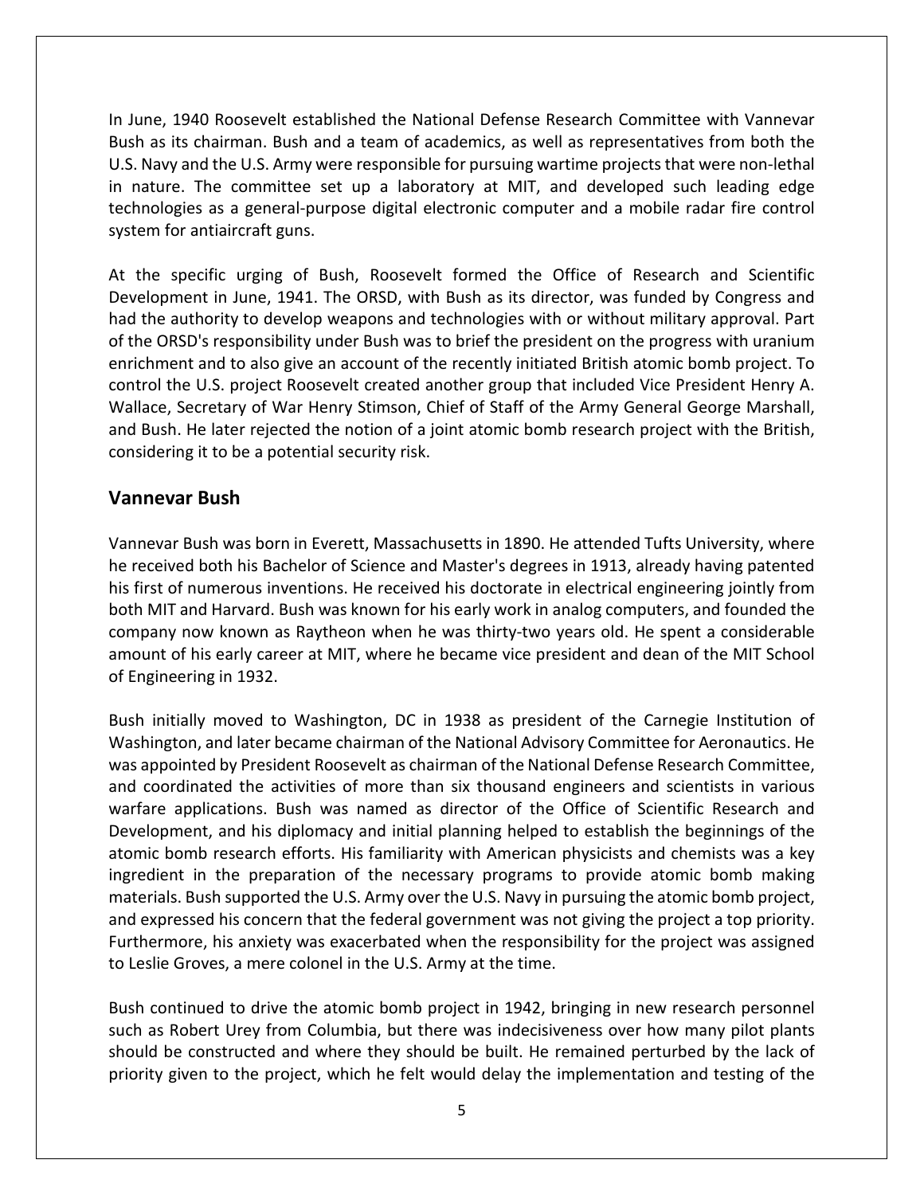In June, 1940 Roosevelt established the National Defense Research Committee with Vannevar Bush as its chairman. Bush and a team of academics, as well as representatives from both the U.S. Navy and the U.S. Army were responsible for pursuing wartime projects that were non-lethal in nature. The committee set up a laboratory at MIT, and developed such leading edge technologies as a general-purpose digital electronic computer and a mobile radar fire control system for antiaircraft guns.

At the specific urging of Bush, Roosevelt formed the Office of Research and Scientific Development in June, 1941. The ORSD, with Bush as its director, was funded by Congress and had the authority to develop weapons and technologies with or without military approval. Part of the ORSD's responsibility under Bush was to brief the president on the progress with uranium enrichment and to also give an account of the recently initiated British atomic bomb project. To control the U.S. project Roosevelt created another group that included Vice President Henry A. Wallace, Secretary of War Henry Stimson, Chief of Staff of the Army General George Marshall, and Bush. He later rejected the notion of a joint atomic bomb research project with the British, considering it to be a potential security risk.

## Vannevar Bush

Vannevar Bush was born in Everett, Massachusetts in 1890. He attended Tufts University, where he received both his Bachelor of Science and Master's degrees in 1913, already having patented his first of numerous inventions. He received his doctorate in electrical engineering jointly from both MIT and Harvard. Bush was known for his early work in analog computers, and founded the company now known as Raytheon when he was thirty-two years old. He spent a considerable amount of his early career at MIT, where he became vice president and dean of the MIT School of Engineering in 1932.

Bush initially moved to Washington, DC in 1938 as president of the Carnegie Institution of Washington, and later became chairman of the National Advisory Committee for Aeronautics. He was appointed by President Roosevelt as chairman of the National Defense Research Committee, and coordinated the activities of more than six thousand engineers and scientists in various warfare applications. Bush was named as director of the Office of Scientific Research and Development, and his diplomacy and initial planning helped to establish the beginnings of the atomic bomb research efforts. His familiarity with American physicists and chemists was a key ingredient in the preparation of the necessary programs to provide atomic bomb making materials. Bush supported the U.S. Army over the U.S. Navy in pursuing the atomic bomb project, and expressed his concern that the federal government was not giving the project a top priority. Furthermore, his anxiety was exacerbated when the responsibility for the project was assigned to Leslie Groves, a mere colonel in the U.S. Army at the time.

Bush continued to drive the atomic bomb project in 1942, bringing in new research personnel such as Robert Urey from Columbia, but there was indecisiveness over how many pilot plants should be constructed and where they should be built. He remained perturbed by the lack of priority given to the project, which he felt would delay the implementation and testing of the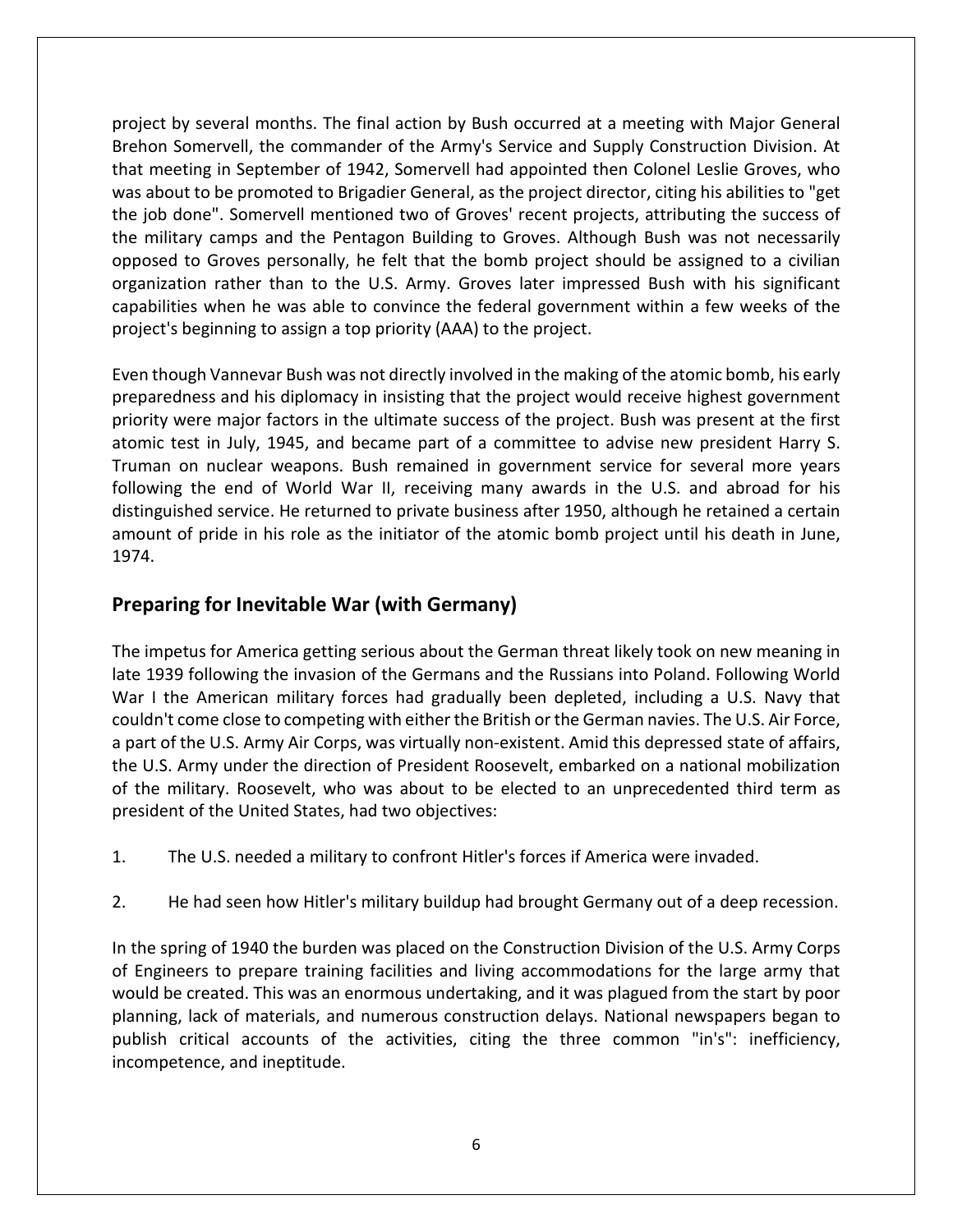project by several months. The final action by Bush occurred at a meeting with Major General Brehon Somervell, the commander of the Army's Service and Supply Construction Division. At that meeting in September of 1942, Somervell had appointed then Colonel Leslie Groves, who was about to be promoted to Brigadier General, as the project director, citing his abilities to "get the job done". Somervell mentioned two of Groves' recent projects, attributing the success of the military camps and the Pentagon Building to Groves. Although Bush was not necessarily opposed to Groves personally, he felt that the bomb project should be assigned to a civilian organization rather than to the U.S. Army. Groves later impressed Bush with his significant capabilities when he was able to convince the federal government within a few weeks of the project's beginning to assign a top priority (AAA) to the project.

Even though Vannevar Bush was not directly involved in the making of the atomic bomb, his early preparedness and his diplomacy in insisting that the project would receive highest government priority were major factors in the ultimate success of the project. Bush was present at the first atomic test in July, 1945, and became part of a committee to advise new president Harry S. Truman on nuclear weapons. Bush remained in government service for several more years following the end of World War II, receiving many awards in the U.S. and abroad for his distinguished service. He returned to private business after 1950, although he retained a certain amount of pride in his role as the initiator of the atomic bomb project until his death in June, 1974.

## Preparing for Inevitable War (with Germany)

The impetus for America getting serious about the German threat likely took on new meaning in late 1939 following the invasion of the Germans and the Russians into Poland. Following World War I the American military forces had gradually been depleted, including a U.S. Navy that couldn't come close to competing with either the British or the German navies. The U.S. Air Force, a part of the U.S. Army Air Corps, was virtually non-existent. Amid this depressed state of affairs, the U.S. Army under the direction of President Roosevelt, embarked on a national mobilization of the military. Roosevelt, who was about to be elected to an unprecedented third term as president of the United States, had two objectives:

1. The U.S. needed a military to confront Hitler's forces if America were invaded.

2. He had seen how Hitler's military buildup had brought Germany out of a deep recession.

In the spring of 1940 the burden was placed on the Construction Division of the U.S. Army Corps of Engineers to prepare training facilities and living accommodations for the large army that would be created. This was an enormous undertaking, and it was plagued from the start by poor planning, lack of materials, and numerous construction delays. National newspapers began to publish critical accounts of the activities, citing the three common "in's": inefficiency, incompetence, and ineptitude.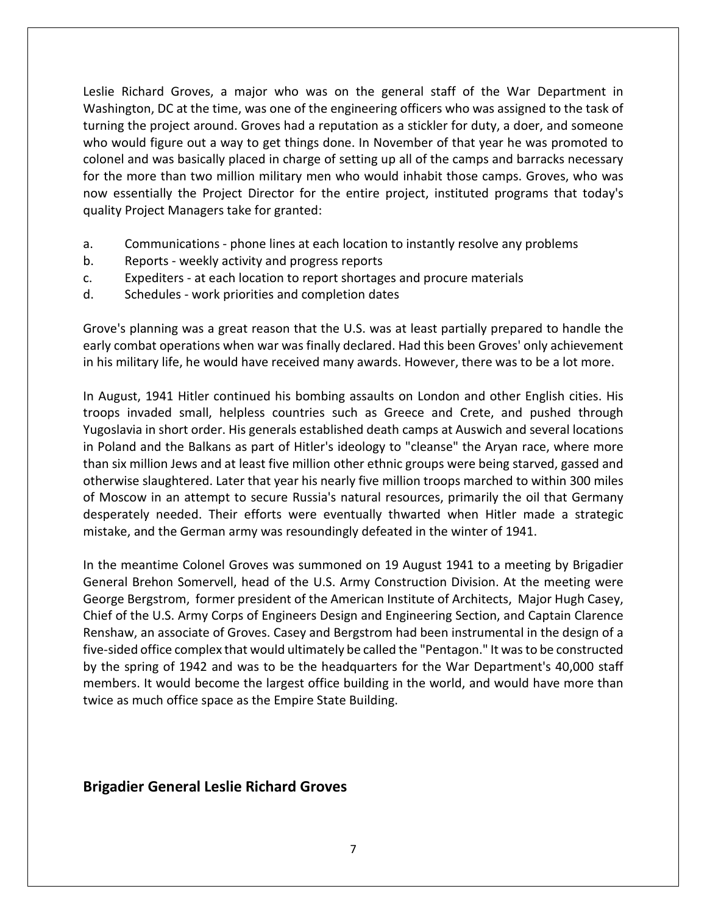Leslie Richard Groves, a major who was on the general staff of the War Department in Washington, DC at the time, was one of the engineering officers who was assigned to the task of turning the project around. Groves had a reputation as a stickler for duty, a doer, and someone who would figure out a way to get things done. In November of that year he was promoted to colonel and was basically placed in charge of setting up all of the camps and barracks necessary for the more than two million military men who would inhabit those camps. Groves, who was now essentially the Project Director for the entire project, instituted programs that today's quality Project Managers take for granted:

a. Communications - phone lines at each location to instantly resolve any problems
b. Reports - weekly activity and progress reports
c. Expediters - at each location to report shortages and procure materials
d. Schedules - work priorities and completion dates

Grove's planning was a great reason that the U.S. was at least partially prepared to handle the early combat operations when war was finally declared. Had this been Groves' only achievement in his military life, he would have received many awards. However, there was to be a lot more.

In August, 1941 Hitler continued his bombing assaults on London and other English cities. His troops invaded small, helpless countries such as Greece and Crete, and pushed through Yugoslavia in short order. His generals established death camps at Auswich and several locations in Poland and the Balkans as part of Hitler's ideology to "cleanse" the Aryan race, where more than six million Jews and at least five million other ethnic groups were being starved, gassed and otherwise slaughtered. Later that year his nearly five million troops marched to within 300 miles of Moscow in an attempt to secure Russia's natural resources, primarily the oil that Germany desperately needed. Their efforts were eventually thwarted when Hitler made a strategic mistake, and the German army was resoundingly defeated in the winter of 1941.

In the meantime Colonel Groves was summoned on 19 August 1941 to a meeting by Brigadier General Brehon Somervell, head of the U.S. Army Construction Division. At the meeting were George Bergstrom, former president of the American Institute of Architects, Major Hugh Casey, Chief of the U.S. Army Corps of Engineers Design and Engineering Section, and Captain Clarence Renshaw, an associate of Groves. Casey and Bergstrom had been instrumental in the design of a five-sided office complex that would ultimately be called the "Pentagon." It was to be constructed by the spring of 1942 and was to be the headquarters for the War Department's 40,000 staff members. It would become the largest office building in the world, and would have more than twice as much office space as the Empire State Building.

## Brigadier General Leslie Richard Groves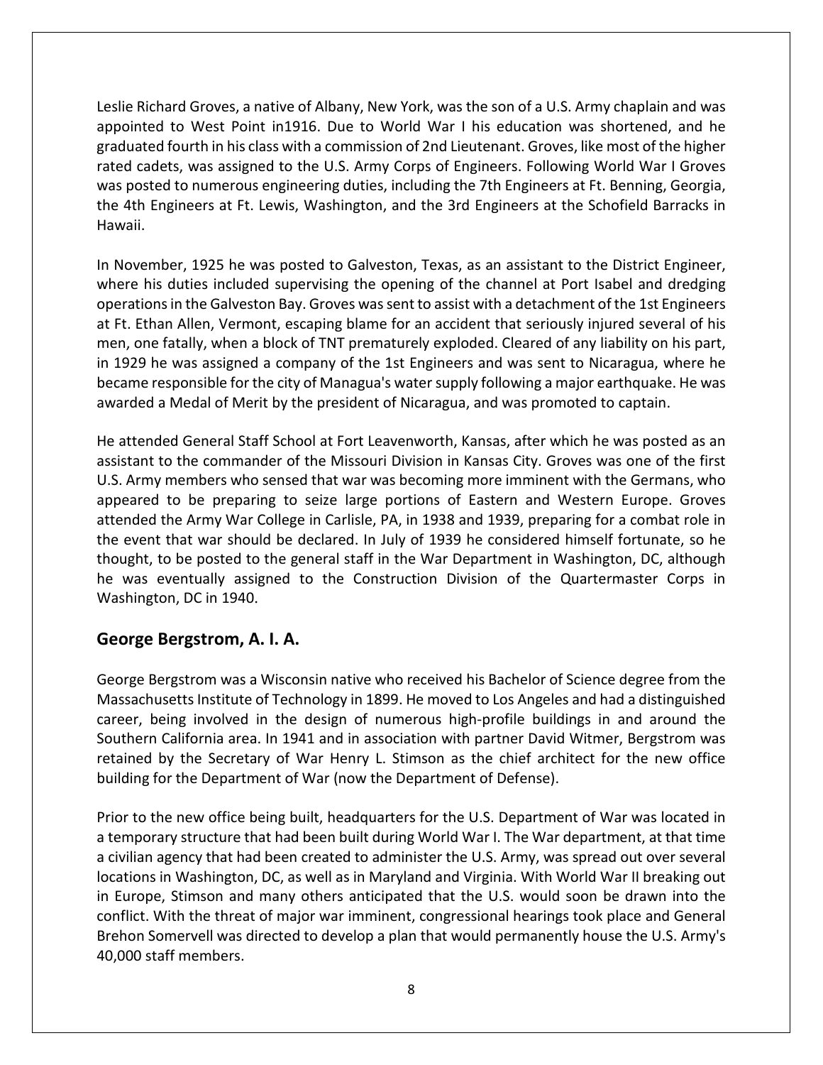Leslie Richard Groves, a native of Albany, New York, was the son of a U.S. Army chaplain and was appointed to West Point in1916. Due to World War I his education was shortened, and he graduated fourth in his class with a commission of 2nd Lieutenant. Groves, like most of the higher rated cadets, was assigned to the U.S. Army Corps of Engineers. Following World War I Groves was posted to numerous engineering duties, including the 7th Engineers at Ft. Benning, Georgia, the 4th Engineers at Ft. Lewis, Washington, and the 3rd Engineers at the Schofield Barracks in Hawaii.

In November, 1925 he was posted to Galveston, Texas, as an assistant to the District Engineer, where his duties included supervising the opening of the channel at Port Isabel and dredging operations in the Galveston Bay. Groves was sent to assist with a detachment of the 1st Engineers at Ft. Ethan Allen, Vermont, escaping blame for an accident that seriously injured several of his men, one fatally, when a block of TNT prematurely exploded. Cleared of any liability on his part, in 1929 he was assigned a company of the 1st Engineers and was sent to Nicaragua, where he became responsible for the city of Managua's water supply following a major earthquake. He was awarded a Medal of Merit by the president of Nicaragua, and was promoted to captain.

He attended General Staff School at Fort Leavenworth, Kansas, after which he was posted as an assistant to the commander of the Missouri Division in Kansas City. Groves was one of the first U.S. Army members who sensed that war was becoming more imminent with the Germans, who appeared to be preparing to seize large portions of Eastern and Western Europe. Groves attended the Army War College in Carlisle, PA, in 1938 and 1939, preparing for a combat role in the event that war should be declared. In July of 1939 he considered himself fortunate, so he thought, to be posted to the general staff in the War Department in Washington, DC, although he was eventually assigned to the Construction Division of the Quartermaster Corps in Washington, DC in 1940.

## George Bergstrom, A. I. A.

George Bergstrom was a Wisconsin native who received his Bachelor of Science degree from the Massachusetts Institute of Technology in 1899. He moved to Los Angeles and had a distinguished career, being involved in the design of numerous high-profile buildings in and around the Southern California area. In 1941 and in association with partner David Witmer, Bergstrom was retained by the Secretary of War Henry L. Stimson as the chief architect for the new office building for the Department of War (now the Department of Defense).

Prior to the new office being built, headquarters for the U.S. Department of War was located in a temporary structure that had been built during World War I. The War department, at that time a civilian agency that had been created to administer the U.S. Army, was spread out over several locations in Washington, DC, as well as in Maryland and Virginia. With World War II breaking out in Europe, Stimson and many others anticipated that the U.S. would soon be drawn into the conflict. With the threat of major war imminent, congressional hearings took place and General Brehon Somervell was directed to develop a plan that would permanently house the U.S. Army's 40,000 staff members.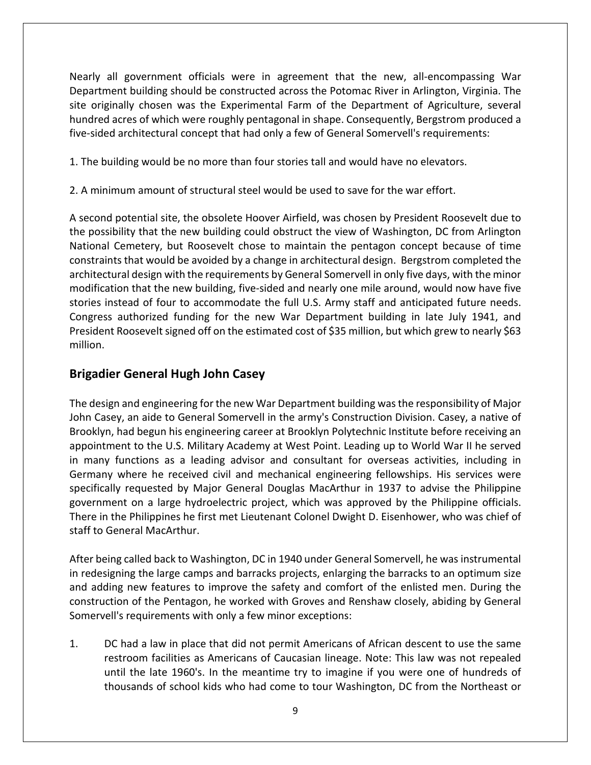Nearly all government officials were in agreement that the new, all-encompassing War Department building should be constructed across the Potomac River in Arlington, Virginia. The site originally chosen was the Experimental Farm of the Department of Agriculture, several hundred acres of which were roughly pentagonal in shape. Consequently, Bergstrom produced a five-sided architectural concept that had only a few of General Somervell's requirements:

1. The building would be no more than four stories tall and would have no elevators.

2. A minimum amount of structural steel would be used to save for the war effort.

A second potential site, the obsolete Hoover Airfield, was chosen by President Roosevelt due to the possibility that the new building could obstruct the view of Washington, DC from Arlington National Cemetery, but Roosevelt chose to maintain the pentagon concept because of time constraints that would be avoided by a change in architectural design. Bergstrom completed the architectural design with the requirements by General Somervell in only five days, with the minor modification that the new building, five-sided and nearly one mile around, would now have five stories instead of four to accommodate the full U.S. Army staff and anticipated future needs. Congress authorized funding for the new War Department building in late July 1941, and President Roosevelt signed off on the estimated cost of $35 million, but which grew to nearly $63 million.

## Brigadier General Hugh John Casey

The design and engineering for the new War Department building was the responsibility of Major John Casey, an aide to General Somervell in the army's Construction Division. Casey, a native of Brooklyn, had begun his engineering career at Brooklyn Polytechnic Institute before receiving an appointment to the U.S. Military Academy at West Point. Leading up to World War II he served in many functions as a leading advisor and consultant for overseas activities, including in Germany where he received civil and mechanical engineering fellowships. His services were specifically requested by Major General Douglas MacArthur in 1937 to advise the Philippine government on a large hydroelectric project, which was approved by the Philippine officials. There in the Philippines he first met Lieutenant Colonel Dwight D. Eisenhower, who was chief of staff to General MacArthur.

After being called back to Washington, DC in 1940 under General Somervell, he was instrumental in redesigning the large camps and barracks projects, enlarging the barracks to an optimum size and adding new features to improve the safety and comfort of the enlisted men. During the construction of the Pentagon, he worked with Groves and Renshaw closely, abiding by General Somervell's requirements with only a few minor exceptions:

1. DC had a law in place that did not permit Americans of African descent to use the same restroom facilities as Americans of Caucasian lineage. Note: This law was not repealed until the late 1960's. In the meantime try to imagine if you were one of hundreds of thousands of school kids who had come to tour Washington, DC from the Northeast or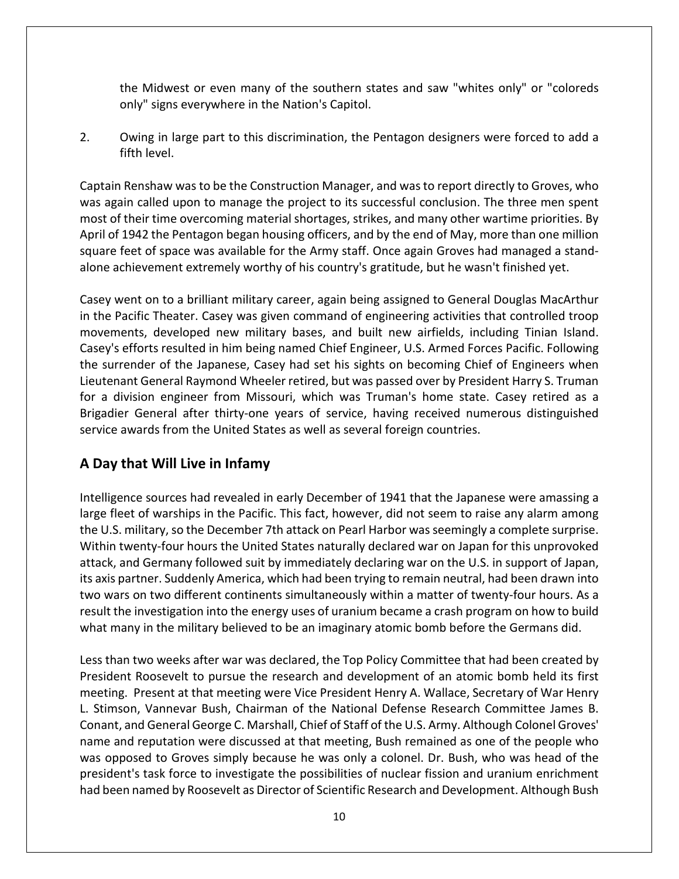the Midwest or even many of the southern states and saw "whites only" or "coloreds only" signs everywhere in the Nation's Capitol.

2. Owing in large part to this discrimination, the Pentagon designers were forced to add a fifth level.

Captain Renshaw was to be the Construction Manager, and was to report directly to Groves, who was again called upon to manage the project to its successful conclusion. The three men spent most of their time overcoming material shortages, strikes, and many other wartime priorities. By April of 1942 the Pentagon began housing officers, and by the end of May, more than one million square feet of space was available for the Army staff. Once again Groves had managed a stand-alone achievement extremely worthy of his country's gratitude, but he wasn't finished yet.

Casey went on to a brilliant military career, again being assigned to General Douglas MacArthur in the Pacific Theater. Casey was given command of engineering activities that controlled troop movements, developed new military bases, and built new airfields, including Tinian Island. Casey's efforts resulted in him being named Chief Engineer, U.S. Armed Forces Pacific. Following the surrender of the Japanese, Casey had set his sights on becoming Chief of Engineers when Lieutenant General Raymond Wheeler retired, but was passed over by President Harry S. Truman for a division engineer from Missouri, which was Truman's home state. Casey retired as a Brigadier General after thirty-one years of service, having received numerous distinguished service awards from the United States as well as several foreign countries.

## A Day that Will Live in Infamy

Intelligence sources had revealed in early December of 1941 that the Japanese were amassing a large fleet of warships in the Pacific. This fact, however, did not seem to raise any alarm among the U.S. military, so the December 7th attack on Pearl Harbor was seemingly a complete surprise. Within twenty-four hours the United States naturally declared war on Japan for this unprovoked attack, and Germany followed suit by immediately declaring war on the U.S. in support of Japan, its axis partner. Suddenly America, which had been trying to remain neutral, had been drawn into two wars on two different continents simultaneously within a matter of twenty-four hours. As a result the investigation into the energy uses of uranium became a crash program on how to build what many in the military believed to be an imaginary atomic bomb before the Germans did.

Less than two weeks after war was declared, the Top Policy Committee that had been created by President Roosevelt to pursue the research and development of an atomic bomb held its first meeting. Present at that meeting were Vice President Henry A. Wallace, Secretary of War Henry L. Stimson, Vannevar Bush, Chairman of the National Defense Research Committee James B. Conant, and General George C. Marshall, Chief of Staff of the U.S. Army. Although Colonel Groves' name and reputation were discussed at that meeting, Bush remained as one of the people who was opposed to Groves simply because he was only a colonel. Dr. Bush, who was head of the president's task force to investigate the possibilities of nuclear fission and uranium enrichment had been named by Roosevelt as Director of Scientific Research and Development. Although Bush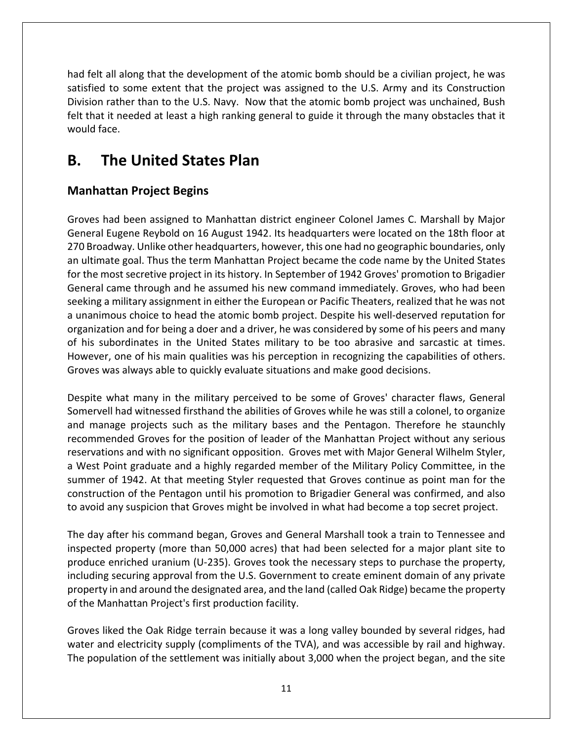had felt all along that the development of the atomic bomb should be a civilian project, he was satisfied to some extent that the project was assigned to the U.S. Army and its Construction Division rather than to the U.S. Navy. Now that the atomic bomb project was unchained, Bush felt that it needed at least a high ranking general to guide it through the many obstacles that it would face.

# B. The United States Plan

## Manhattan Project Begins

Groves had been assigned to Manhattan district engineer Colonel James C. Marshall by Major General Eugene Reybold on 16 August 1942. Its headquarters were located on the 18th floor at 270 Broadway. Unlike other headquarters, however, this one had no geographic boundaries, only an ultimate goal. Thus the term Manhattan Project became the code name by the United States for the most secretive project in its history. In September of 1942 Groves' promotion to Brigadier General came through and he assumed his new command immediately. Groves, who had been seeking a military assignment in either the European or Pacific Theaters, realized that he was not a unanimous choice to head the atomic bomb project. Despite his well-deserved reputation for organization and for being a doer and a driver, he was considered by some of his peers and many of his subordinates in the United States military to be too abrasive and sarcastic at times. However, one of his main qualities was his perception in recognizing the capabilities of others. Groves was always able to quickly evaluate situations and make good decisions.

Despite what many in the military perceived to be some of Groves' character flaws, General Somervell had witnessed firsthand the abilities of Groves while he was still a colonel, to organize and manage projects such as the military bases and the Pentagon. Therefore he staunchly recommended Groves for the position of leader of the Manhattan Project without any serious reservations and with no significant opposition. Groves met with Major General Wilhelm Styler, a West Point graduate and a highly regarded member of the Military Policy Committee, in the summer of 1942. At that meeting Styler requested that Groves continue as point man for the construction of the Pentagon until his promotion to Brigadier General was confirmed, and also to avoid any suspicion that Groves might be involved in what had become a top secret project.

The day after his command began, Groves and General Marshall took a train to Tennessee and inspected property (more than 50,000 acres) that had been selected for a major plant site to produce enriched uranium (U-235). Groves took the necessary steps to purchase the property, including securing approval from the U.S. Government to create eminent domain of any private property in and around the designated area, and the land (called Oak Ridge) became the property of the Manhattan Project's first production facility.

Groves liked the Oak Ridge terrain because it was a long valley bounded by several ridges, had water and electricity supply (compliments of the TVA), and was accessible by rail and highway. The population of the settlement was initially about 3,000 when the project began, and the site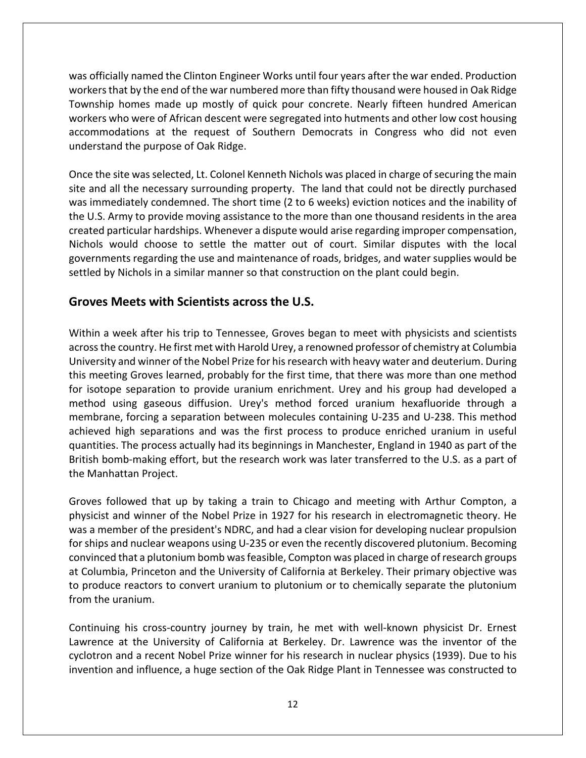was officially named the Clinton Engineer Works until four years after the war ended. Production workers that by the end of the war numbered more than fifty thousand were housed in Oak Ridge Township homes made up mostly of quick pour concrete. Nearly fifteen hundred American workers who were of African descent were segregated into hutments and other low cost housing accommodations at the request of Southern Democrats in Congress who did not even understand the purpose of Oak Ridge.

Once the site was selected, Lt. Colonel Kenneth Nichols was placed in charge of securing the main site and all the necessary surrounding property. The land that could not be directly purchased was immediately condemned. The short time (2 to 6 weeks) eviction notices and the inability of the U.S. Army to provide moving assistance to the more than one thousand residents in the area created particular hardships. Whenever a dispute would arise regarding improper compensation, Nichols would choose to settle the matter out of court. Similar disputes with the local governments regarding the use and maintenance of roads, bridges, and water supplies would be settled by Nichols in a similar manner so that construction on the plant could begin.

## Groves Meets with Scientists across the U.S.

Within a week after his trip to Tennessee, Groves began to meet with physicists and scientists across the country. He first met with Harold Urey, a renowned professor of chemistry at Columbia University and winner of the Nobel Prize for his research with heavy water and deuterium. During this meeting Groves learned, probably for the first time, that there was more than one method for isotope separation to provide uranium enrichment. Urey and his group had developed a method using gaseous diffusion. Urey's method forced uranium hexafluoride through a membrane, forcing a separation between molecules containing U-235 and U-238. This method achieved high separations and was the first process to produce enriched uranium in useful quantities. The process actually had its beginnings in Manchester, England in 1940 as part of the British bomb-making effort, but the research work was later transferred to the U.S. as a part of the Manhattan Project.

Groves followed that up by taking a train to Chicago and meeting with Arthur Compton, a physicist and winner of the Nobel Prize in 1927 for his research in electromagnetic theory. He was a member of the president's NDRC, and had a clear vision for developing nuclear propulsion for ships and nuclear weapons using U-235 or even the recently discovered plutonium. Becoming convinced that a plutonium bomb was feasible, Compton was placed in charge of research groups at Columbia, Princeton and the University of California at Berkeley. Their primary objective was to produce reactors to convert uranium to plutonium or to chemically separate the plutonium from the uranium.

Continuing his cross-country journey by train, he met with well-known physicist Dr. Ernest Lawrence at the University of California at Berkeley. Dr. Lawrence was the inventor of the cyclotron and a recent Nobel Prize winner for his research in nuclear physics (1939). Due to his invention and influence, a huge section of the Oak Ridge Plant in Tennessee was constructed to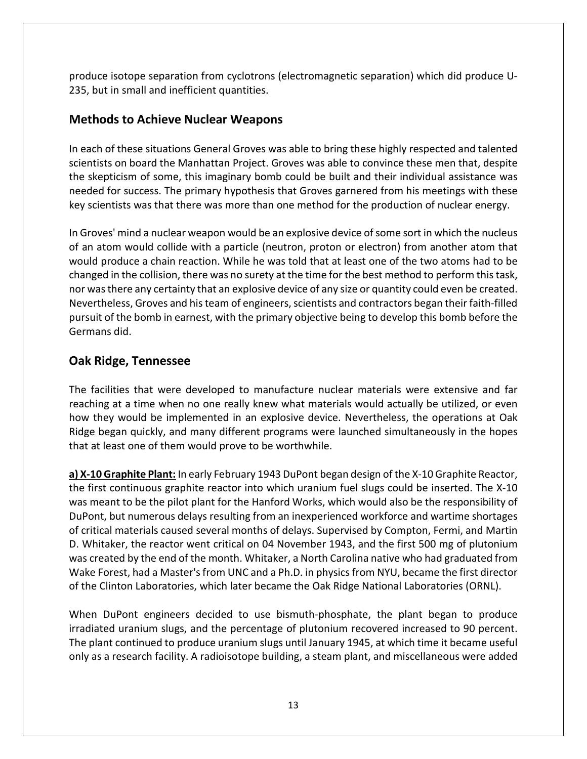produce isotope separation from cyclotrons (electromagnetic separation) which did produce U-235, but in small and inefficient quantities.

## Methods to Achieve Nuclear Weapons

In each of these situations General Groves was able to bring these highly respected and talented scientists on board the Manhattan Project. Groves was able to convince these men that, despite the skepticism of some, this imaginary bomb could be built and their individual assistance was needed for success. The primary hypothesis that Groves garnered from his meetings with these key scientists was that there was more than one method for the production of nuclear energy.

In Groves' mind a nuclear weapon would be an explosive device of some sort in which the nucleus of an atom would collide with a particle (neutron, proton or electron) from another atom that would produce a chain reaction. While he was told that at least one of the two atoms had to be changed in the collision, there was no surety at the time for the best method to perform this task, nor was there any certainty that an explosive device of any size or quantity could even be created. Nevertheless, Groves and his team of engineers, scientists and contractors began their faith-filled pursuit of the bomb in earnest, with the primary objective being to develop this bomb before the Germans did.

## Oak Ridge, Tennessee

The facilities that were developed to manufacture nuclear materials were extensive and far reaching at a time when no one really knew what materials would actually be utilized, or even how they would be implemented in an explosive device. Nevertheless, the operations at Oak Ridge began quickly, and many different programs were launched simultaneously in the hopes that at least one of them would prove to be worthwhile.

**a) X-10 Graphite Plant:** In early February 1943 DuPont began design of the X-10 Graphite Reactor, the first continuous graphite reactor into which uranium fuel slugs could be inserted. The X-10 was meant to be the pilot plant for the Hanford Works, which would also be the responsibility of DuPont, but numerous delays resulting from an inexperienced workforce and wartime shortages of critical materials caused several months of delays. Supervised by Compton, Fermi, and Martin D. Whitaker, the reactor went critical on 04 November 1943, and the first 500 mg of plutonium was created by the end of the month. Whitaker, a North Carolina native who had graduated from Wake Forest, had a Master's from UNC and a Ph.D. in physics from NYU, became the first director of the Clinton Laboratories, which later became the Oak Ridge National Laboratories (ORNL).

When DuPont engineers decided to use bismuth-phosphate, the plant began to produce irradiated uranium slugs, and the percentage of plutonium recovered increased to 90 percent. The plant continued to produce uranium slugs until January 1945, at which time it became useful only as a research facility. A radioisotope building, a steam plant, and miscellaneous were added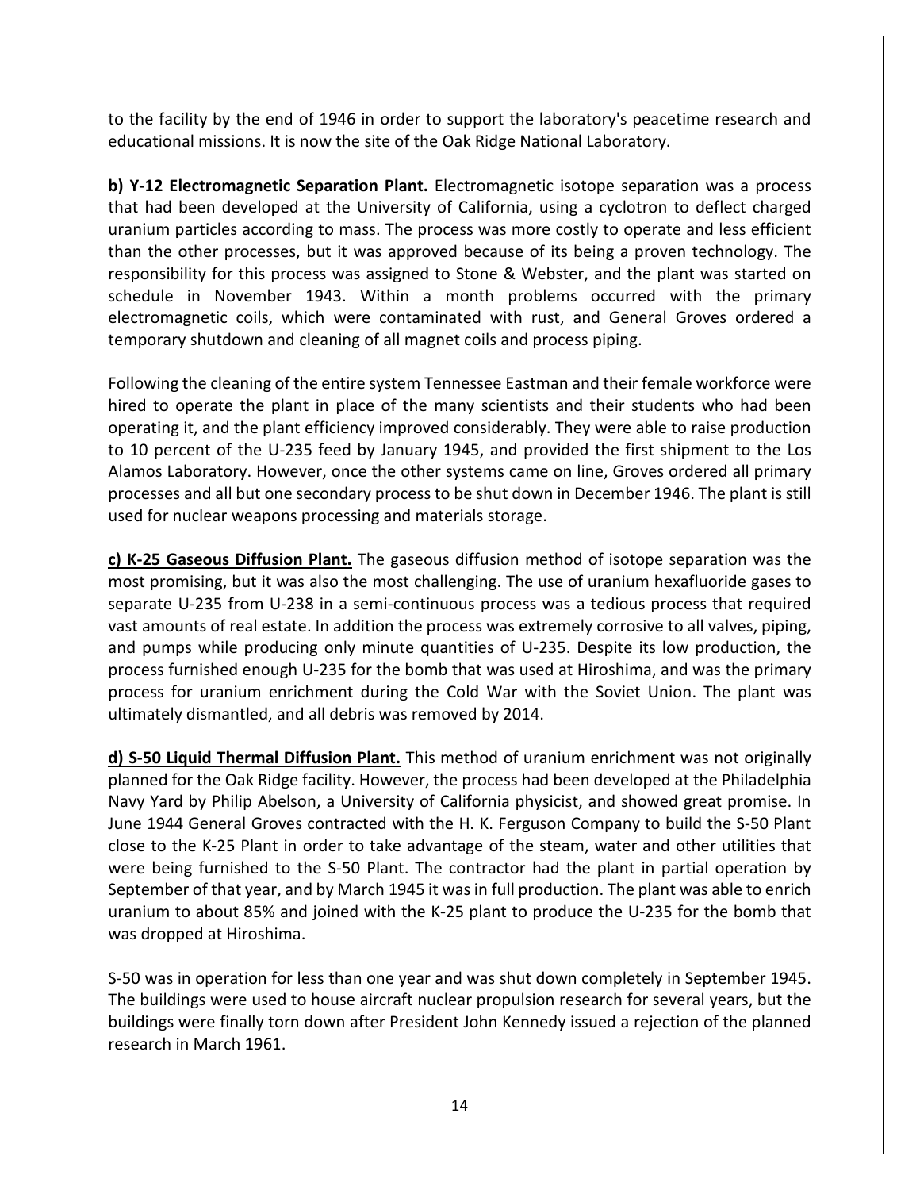to the facility by the end of 1946 in order to support the laboratory's peacetime research and educational missions. It is now the site of the Oak Ridge National Laboratory.

**b) Y-12 Electromagnetic Separation Plant.** Electromagnetic isotope separation was a process that had been developed at the University of California, using a cyclotron to deflect charged uranium particles according to mass. The process was more costly to operate and less efficient than the other processes, but it was approved because of its being a proven technology. The responsibility for this process was assigned to Stone & Webster, and the plant was started on schedule in November 1943. Within a month problems occurred with the primary electromagnetic coils, which were contaminated with rust, and General Groves ordered a temporary shutdown and cleaning of all magnet coils and process piping.

Following the cleaning of the entire system Tennessee Eastman and their female workforce were hired to operate the plant in place of the many scientists and their students who had been operating it, and the plant efficiency improved considerably. They were able to raise production to 10 percent of the U-235 feed by January 1945, and provided the first shipment to the Los Alamos Laboratory. However, once the other systems came on line, Groves ordered all primary processes and all but one secondary process to be shut down in December 1946. The plant is still used for nuclear weapons processing and materials storage.

**c) K-25 Gaseous Diffusion Plant.** The gaseous diffusion method of isotope separation was the most promising, but it was also the most challenging. The use of uranium hexafluoride gases to separate U-235 from U-238 in a semi-continuous process was a tedious process that required vast amounts of real estate. In addition the process was extremely corrosive to all valves, piping, and pumps while producing only minute quantities of U-235. Despite its low production, the process furnished enough U-235 for the bomb that was used at Hiroshima, and was the primary process for uranium enrichment during the Cold War with the Soviet Union. The plant was ultimately dismantled, and all debris was removed by 2014.

**d) S-50 Liquid Thermal Diffusion Plant.** This method of uranium enrichment was not originally planned for the Oak Ridge facility. However, the process had been developed at the Philadelphia Navy Yard by Philip Abelson, a University of California physicist, and showed great promise. In June 1944 General Groves contracted with the H. K. Ferguson Company to build the S-50 Plant close to the K-25 Plant in order to take advantage of the steam, water and other utilities that were being furnished to the S-50 Plant. The contractor had the plant in partial operation by September of that year, and by March 1945 it was in full production. The plant was able to enrich uranium to about 85% and joined with the K-25 plant to produce the U-235 for the bomb that was dropped at Hiroshima.

S-50 was in operation for less than one year and was shut down completely in September 1945. The buildings were used to house aircraft nuclear propulsion research for several years, but the buildings were finally torn down after President John Kennedy issued a rejection of the planned research in March 1961.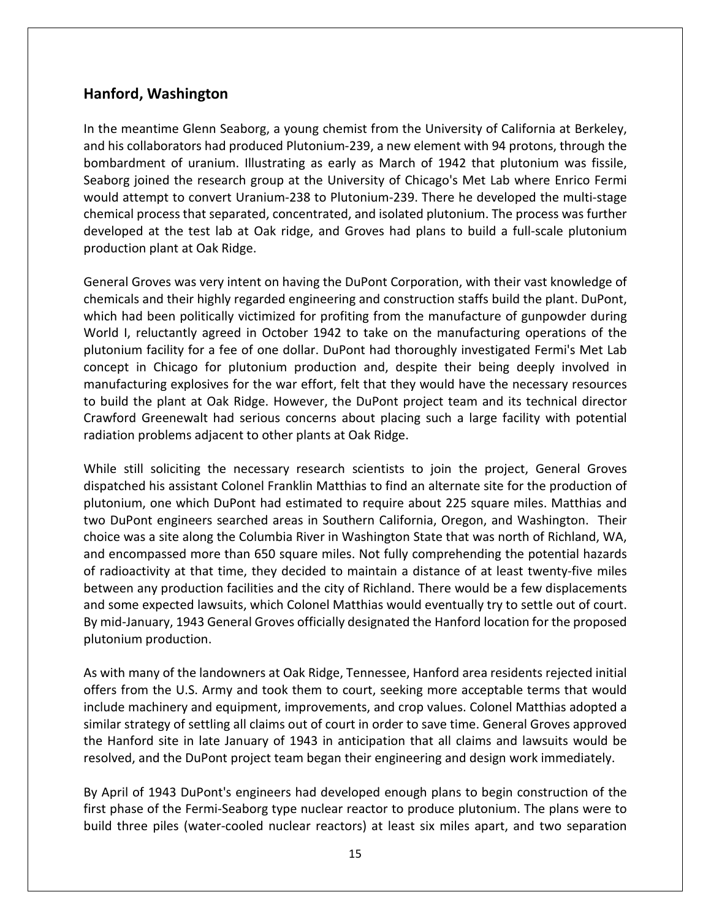## Hanford, Washington

In the meantime Glenn Seaborg, a young chemist from the University of California at Berkeley, and his collaborators had produced Plutonium-239, a new element with 94 protons, through the bombardment of uranium. Illustrating as early as March of 1942 that plutonium was fissile, Seaborg joined the research group at the University of Chicago's Met Lab where Enrico Fermi would attempt to convert Uranium-238 to Plutonium-239. There he developed the multi-stage chemical process that separated, concentrated, and isolated plutonium. The process was further developed at the test lab at Oak ridge, and Groves had plans to build a full-scale plutonium production plant at Oak Ridge.

General Groves was very intent on having the DuPont Corporation, with their vast knowledge of chemicals and their highly regarded engineering and construction staffs build the plant. DuPont, which had been politically victimized for profiting from the manufacture of gunpowder during World I, reluctantly agreed in October 1942 to take on the manufacturing operations of the plutonium facility for a fee of one dollar. DuPont had thoroughly investigated Fermi's Met Lab concept in Chicago for plutonium production and, despite their being deeply involved in manufacturing explosives for the war effort, felt that they would have the necessary resources to build the plant at Oak Ridge. However, the DuPont project team and its technical director Crawford Greenewalt had serious concerns about placing such a large facility with potential radiation problems adjacent to other plants at Oak Ridge.

While still soliciting the necessary research scientists to join the project, General Groves dispatched his assistant Colonel Franklin Matthias to find an alternate site for the production of plutonium, one which DuPont had estimated to require about 225 square miles. Matthias and two DuPont engineers searched areas in Southern California, Oregon, and Washington. Their choice was a site along the Columbia River in Washington State that was north of Richland, WA, and encompassed more than 650 square miles. Not fully comprehending the potential hazards of radioactivity at that time, they decided to maintain a distance of at least twenty-five miles between any production facilities and the city of Richland. There would be a few displacements and some expected lawsuits, which Colonel Matthias would eventually try to settle out of court. By mid-January, 1943 General Groves officially designated the Hanford location for the proposed plutonium production.

As with many of the landowners at Oak Ridge, Tennessee, Hanford area residents rejected initial offers from the U.S. Army and took them to court, seeking more acceptable terms that would include machinery and equipment, improvements, and crop values. Colonel Matthias adopted a similar strategy of settling all claims out of court in order to save time. General Groves approved the Hanford site in late January of 1943 in anticipation that all claims and lawsuits would be resolved, and the DuPont project team began their engineering and design work immediately.

By April of 1943 DuPont's engineers had developed enough plans to begin construction of the first phase of the Fermi-Seaborg type nuclear reactor to produce plutonium. The plans were to build three piles (water-cooled nuclear reactors) at least six miles apart, and two separation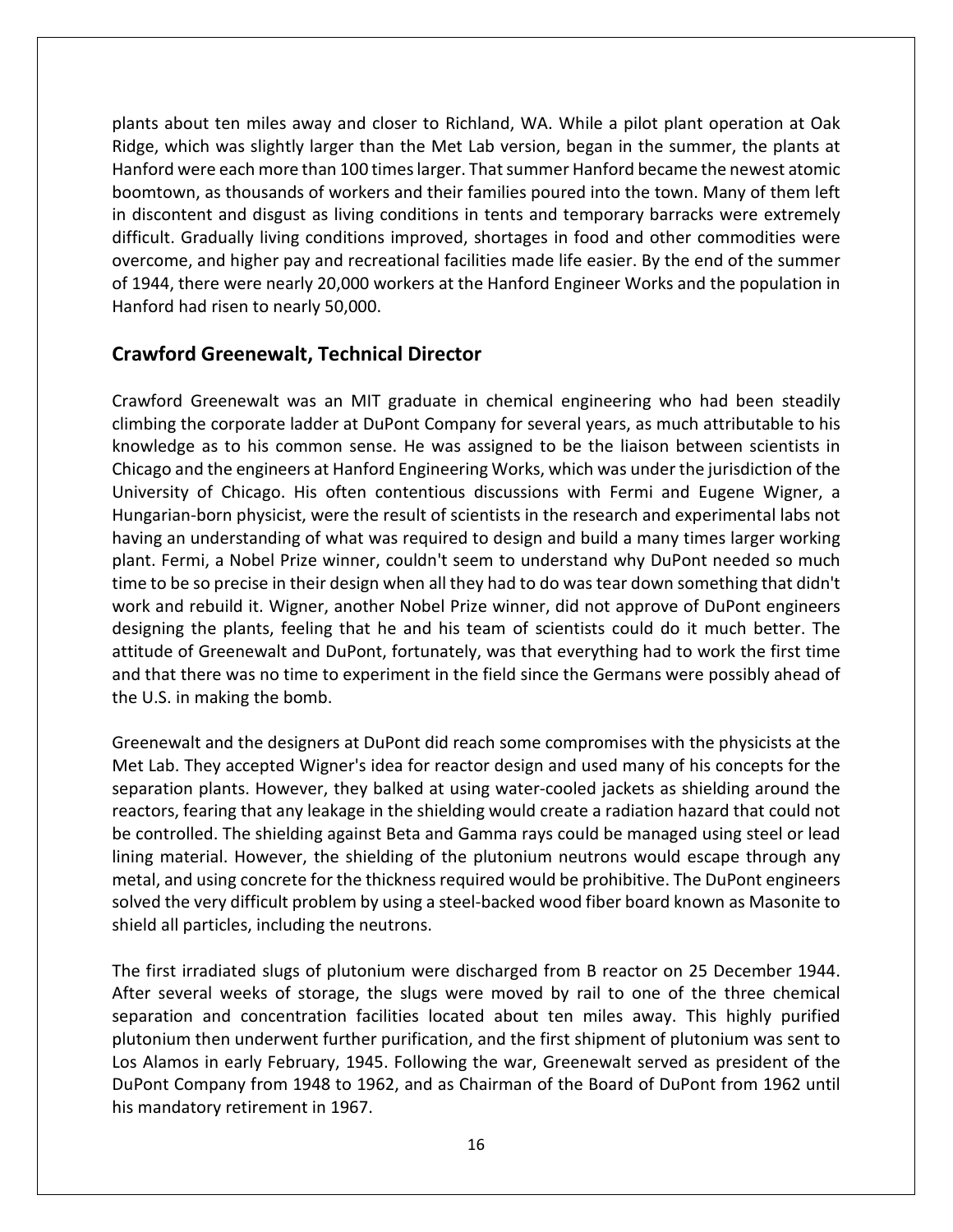plants about ten miles away and closer to Richland, WA. While a pilot plant operation at Oak Ridge, which was slightly larger than the Met Lab version, began in the summer, the plants at Hanford were each more than 100 times larger. That summer Hanford became the newest atomic boomtown, as thousands of workers and their families poured into the town. Many of them left in discontent and disgust as living conditions in tents and temporary barracks were extremely difficult. Gradually living conditions improved, shortages in food and other commodities were overcome, and higher pay and recreational facilities made life easier. By the end of the summer of 1944, there were nearly 20,000 workers at the Hanford Engineer Works and the population in Hanford had risen to nearly 50,000.

## Crawford Greenewalt, Technical Director

Crawford Greenewalt was an MIT graduate in chemical engineering who had been steadily climbing the corporate ladder at DuPont Company for several years, as much attributable to his knowledge as to his common sense. He was assigned to be the liaison between scientists in Chicago and the engineers at Hanford Engineering Works, which was under the jurisdiction of the University of Chicago. His often contentious discussions with Fermi and Eugene Wigner, a Hungarian-born physicist, were the result of scientists in the research and experimental labs not having an understanding of what was required to design and build a many times larger working plant. Fermi, a Nobel Prize winner, couldn't seem to understand why DuPont needed so much time to be so precise in their design when all they had to do was tear down something that didn't work and rebuild it. Wigner, another Nobel Prize winner, did not approve of DuPont engineers designing the plants, feeling that he and his team of scientists could do it much better. The attitude of Greenewalt and DuPont, fortunately, was that everything had to work the first time and that there was no time to experiment in the field since the Germans were possibly ahead of the U.S. in making the bomb.

Greenewalt and the designers at DuPont did reach some compromises with the physicists at the Met Lab. They accepted Wigner's idea for reactor design and used many of his concepts for the separation plants. However, they balked at using water-cooled jackets as shielding around the reactors, fearing that any leakage in the shielding would create a radiation hazard that could not be controlled. The shielding against Beta and Gamma rays could be managed using steel or lead lining material. However, the shielding of the plutonium neutrons would escape through any metal, and using concrete for the thickness required would be prohibitive. The DuPont engineers solved the very difficult problem by using a steel-backed wood fiber board known as Masonite to shield all particles, including the neutrons.

The first irradiated slugs of plutonium were discharged from B reactor on 25 December 1944. After several weeks of storage, the slugs were moved by rail to one of the three chemical separation and concentration facilities located about ten miles away. This highly purified plutonium then underwent further purification, and the first shipment of plutonium was sent to Los Alamos in early February, 1945. Following the war, Greenewalt served as president of the DuPont Company from 1948 to 1962, and as Chairman of the Board of DuPont from 1962 until his mandatory retirement in 1967.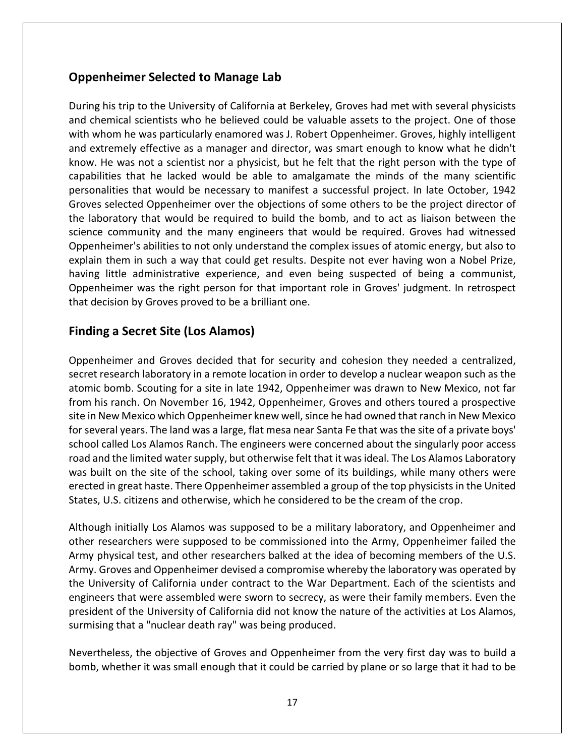## Oppenheimer Selected to Manage Lab

During his trip to the University of California at Berkeley, Groves had met with several physicists and chemical scientists who he believed could be valuable assets to the project. One of those with whom he was particularly enamored was J. Robert Oppenheimer. Groves, highly intelligent and extremely effective as a manager and director, was smart enough to know what he didn't know. He was not a scientist nor a physicist, but he felt that the right person with the type of capabilities that he lacked would be able to amalgamate the minds of the many scientific personalities that would be necessary to manifest a successful project. In late October, 1942 Groves selected Oppenheimer over the objections of some others to be the project director of the laboratory that would be required to build the bomb, and to act as liaison between the science community and the many engineers that would be required. Groves had witnessed Oppenheimer's abilities to not only understand the complex issues of atomic energy, but also to explain them in such a way that could get results. Despite not ever having won a Nobel Prize, having little administrative experience, and even being suspected of being a communist, Oppenheimer was the right person for that important role in Groves' judgment. In retrospect that decision by Groves proved to be a brilliant one.

## Finding a Secret Site (Los Alamos)

Oppenheimer and Groves decided that for security and cohesion they needed a centralized, secret research laboratory in a remote location in order to develop a nuclear weapon such as the atomic bomb. Scouting for a site in late 1942, Oppenheimer was drawn to New Mexico, not far from his ranch. On November 16, 1942, Oppenheimer, Groves and others toured a prospective site in New Mexico which Oppenheimer knew well, since he had owned that ranch in New Mexico for several years. The land was a large, flat mesa near Santa Fe that was the site of a private boys' school called Los Alamos Ranch. The engineers were concerned about the singularly poor access road and the limited water supply, but otherwise felt that it was ideal. The Los Alamos Laboratory was built on the site of the school, taking over some of its buildings, while many others were erected in great haste. There Oppenheimer assembled a group of the top physicists in the United States, U.S. citizens and otherwise, which he considered to be the cream of the crop.

Although initially Los Alamos was supposed to be a military laboratory, and Oppenheimer and other researchers were supposed to be commissioned into the Army, Oppenheimer failed the Army physical test, and other researchers balked at the idea of becoming members of the U.S. Army. Groves and Oppenheimer devised a compromise whereby the laboratory was operated by the University of California under contract to the War Department. Each of the scientists and engineers that were assembled were sworn to secrecy, as were their family members. Even the president of the University of California did not know the nature of the activities at Los Alamos, surmising that a "nuclear death ray" was being produced.

Nevertheless, the objective of Groves and Oppenheimer from the very first day was to build a bomb, whether it was small enough that it could be carried by plane or so large that it had to be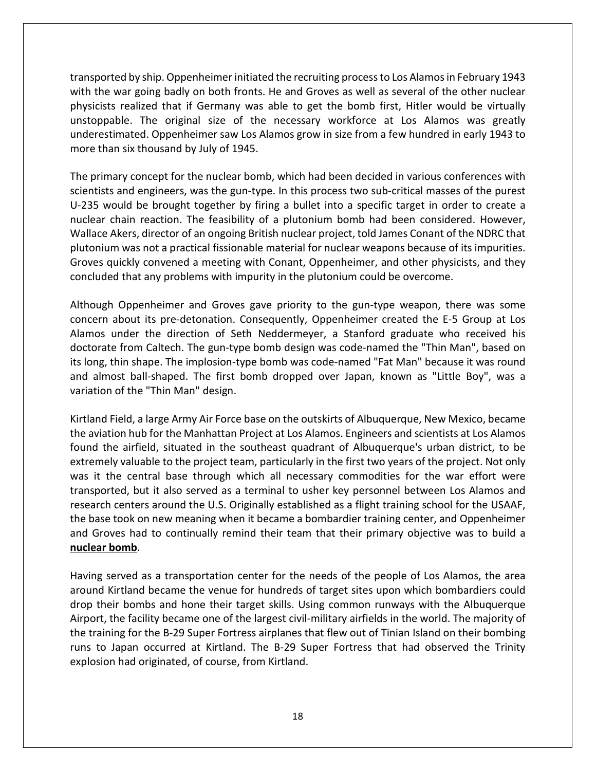transported by ship. Oppenheimer initiated the recruiting process to Los Alamos in February 1943 with the war going badly on both fronts. He and Groves as well as several of the other nuclear physicists realized that if Germany was able to get the bomb first, Hitler would be virtually unstoppable. The original size of the necessary workforce at Los Alamos was greatly underestimated. Oppenheimer saw Los Alamos grow in size from a few hundred in early 1943 to more than six thousand by July of 1945.

The primary concept for the nuclear bomb, which had been decided in various conferences with scientists and engineers, was the gun-type. In this process two sub-critical masses of the purest U-235 would be brought together by firing a bullet into a specific target in order to create a nuclear chain reaction. The feasibility of a plutonium bomb had been considered. However, Wallace Akers, director of an ongoing British nuclear project, told James Conant of the NDRC that plutonium was not a practical fissionable material for nuclear weapons because of its impurities. Groves quickly convened a meeting with Conant, Oppenheimer, and other physicists, and they concluded that any problems with impurity in the plutonium could be overcome.

Although Oppenheimer and Groves gave priority to the gun-type weapon, there was some concern about its pre-detonation. Consequently, Oppenheimer created the E-5 Group at Los Alamos under the direction of Seth Neddermeyer, a Stanford graduate who received his doctorate from Caltech. The gun-type bomb design was code-named the "Thin Man", based on its long, thin shape. The implosion-type bomb was code-named "Fat Man" because it was round and almost ball-shaped. The first bomb dropped over Japan, known as "Little Boy", was a variation of the "Thin Man" design.

Kirtland Field, a large Army Air Force base on the outskirts of Albuquerque, New Mexico, became the aviation hub for the Manhattan Project at Los Alamos. Engineers and scientists at Los Alamos found the airfield, situated in the southeast quadrant of Albuquerque's urban district, to be extremely valuable to the project team, particularly in the first two years of the project. Not only was it the central base through which all necessary commodities for the war effort were transported, but it also served as a terminal to usher key personnel between Los Alamos and research centers around the U.S. Originally established as a flight training school for the USAAF, the base took on new meaning when it became a bombardier training center, and Oppenheimer and Groves had to continually remind their team that their primary objective was to build a **nuclear bomb**.

Having served as a transportation center for the needs of the people of Los Alamos, the area around Kirtland became the venue for hundreds of target sites upon which bombardiers could drop their bombs and hone their target skills. Using common runways with the Albuquerque Airport, the facility became one of the largest civil-military airfields in the world. The majority of the training for the B-29 Super Fortress airplanes that flew out of Tinian Island on their bombing runs to Japan occurred at Kirtland. The B-29 Super Fortress that had observed the Trinity explosion had originated, of course, from Kirtland.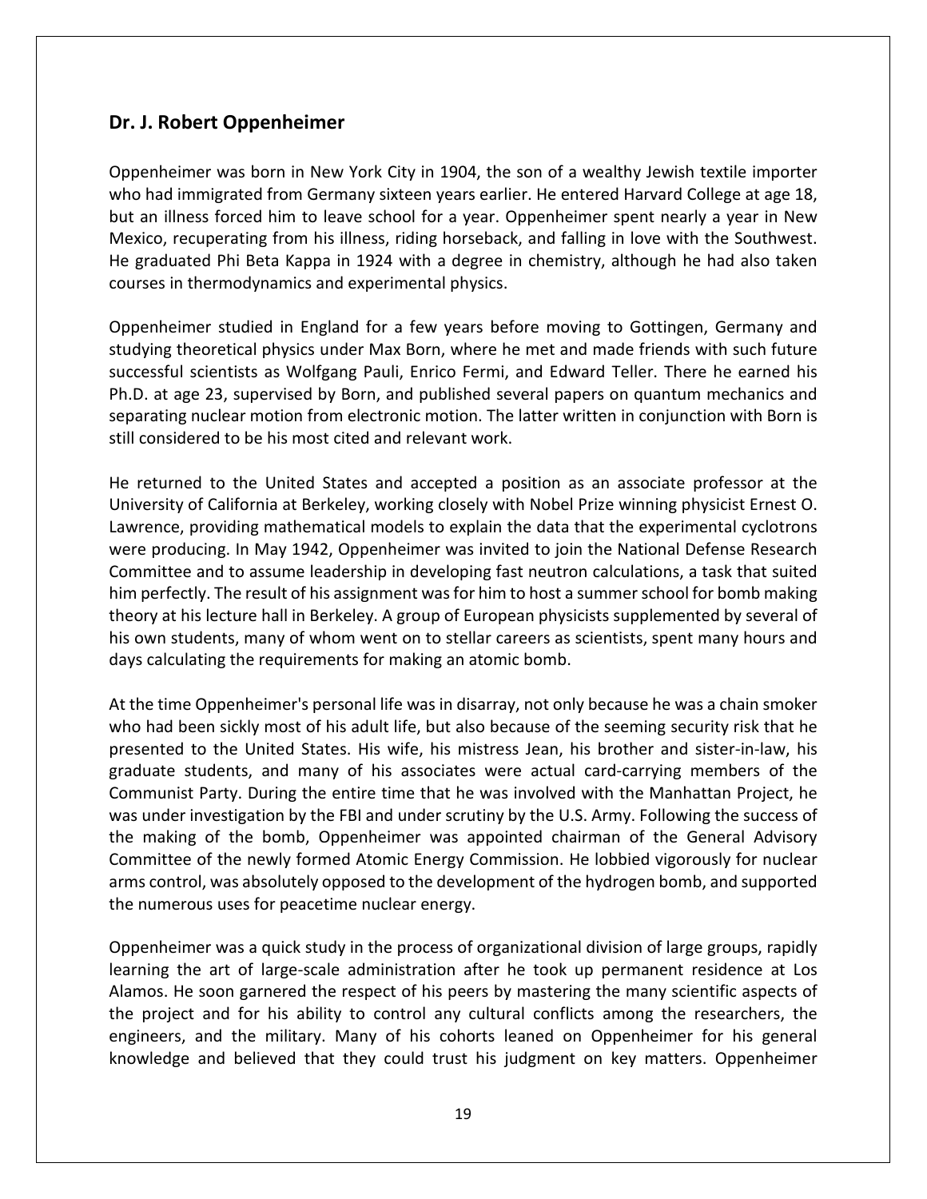## Dr. J. Robert Oppenheimer

Oppenheimer was born in New York City in 1904, the son of a wealthy Jewish textile importer who had immigrated from Germany sixteen years earlier. He entered Harvard College at age 18, but an illness forced him to leave school for a year. Oppenheimer spent nearly a year in New Mexico, recuperating from his illness, riding horseback, and falling in love with the Southwest. He graduated Phi Beta Kappa in 1924 with a degree in chemistry, although he had also taken courses in thermodynamics and experimental physics.

Oppenheimer studied in England for a few years before moving to Gottingen, Germany and studying theoretical physics under Max Born, where he met and made friends with such future successful scientists as Wolfgang Pauli, Enrico Fermi, and Edward Teller. There he earned his Ph.D. at age 23, supervised by Born, and published several papers on quantum mechanics and separating nuclear motion from electronic motion. The latter written in conjunction with Born is still considered to be his most cited and relevant work.

He returned to the United States and accepted a position as an associate professor at the University of California at Berkeley, working closely with Nobel Prize winning physicist Ernest O. Lawrence, providing mathematical models to explain the data that the experimental cyclotrons were producing. In May 1942, Oppenheimer was invited to join the National Defense Research Committee and to assume leadership in developing fast neutron calculations, a task that suited him perfectly. The result of his assignment was for him to host a summer school for bomb making theory at his lecture hall in Berkeley. A group of European physicists supplemented by several of his own students, many of whom went on to stellar careers as scientists, spent many hours and days calculating the requirements for making an atomic bomb.

At the time Oppenheimer's personal life was in disarray, not only because he was a chain smoker who had been sickly most of his adult life, but also because of the seeming security risk that he presented to the United States. His wife, his mistress Jean, his brother and sister-in-law, his graduate students, and many of his associates were actual card-carrying members of the Communist Party. During the entire time that he was involved with the Manhattan Project, he was under investigation by the FBI and under scrutiny by the U.S. Army. Following the success of the making of the bomb, Oppenheimer was appointed chairman of the General Advisory Committee of the newly formed Atomic Energy Commission. He lobbied vigorously for nuclear arms control, was absolutely opposed to the development of the hydrogen bomb, and supported the numerous uses for peacetime nuclear energy.

Oppenheimer was a quick study in the process of organizational division of large groups, rapidly learning the art of large-scale administration after he took up permanent residence at Los Alamos. He soon garnered the respect of his peers by mastering the many scientific aspects of the project and for his ability to control any cultural conflicts among the researchers, the engineers, and the military. Many of his cohorts leaned on Oppenheimer for his general knowledge and believed that they could trust his judgment on key matters. Oppenheimer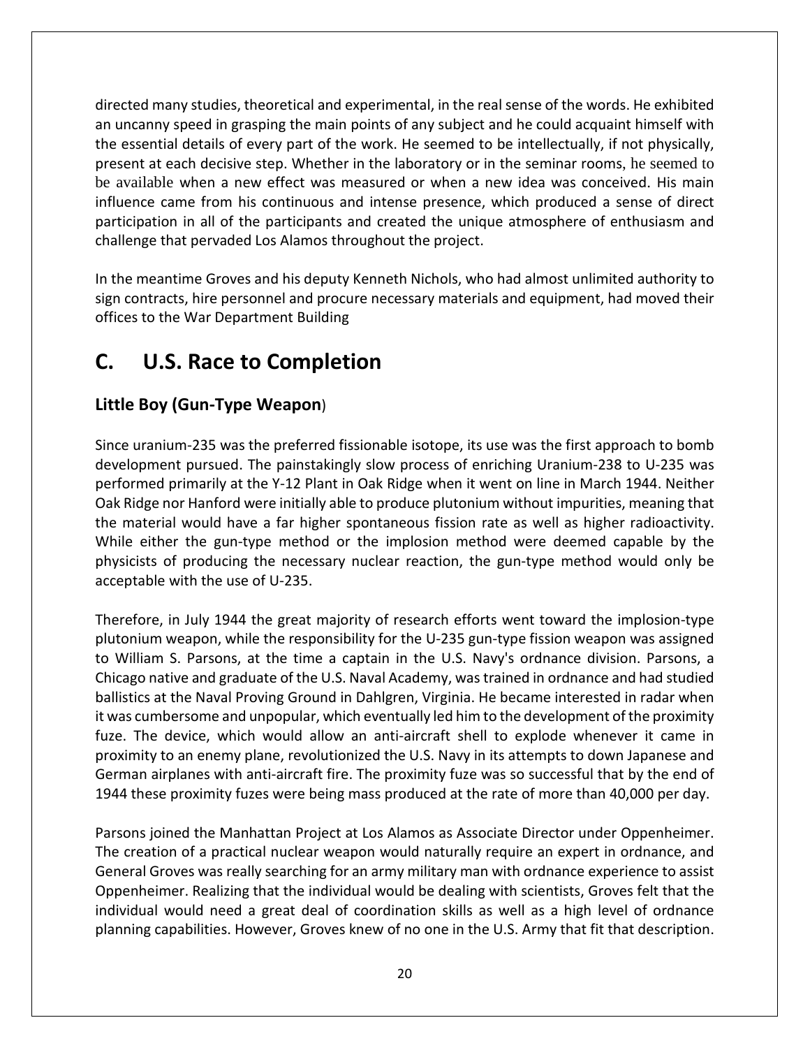directed many studies, theoretical and experimental, in the real sense of the words. He exhibited an uncanny speed in grasping the main points of any subject and he could acquaint himself with the essential details of every part of the work. He seemed to be intellectually, if not physically, present at each decisive step. Whether in the laboratory or in the seminar rooms, he seemed to be available when a new effect was measured or when a new idea was conceived. His main influence came from his continuous and intense presence, which produced a sense of direct participation in all of the participants and created the unique atmosphere of enthusiasm and challenge that pervaded Los Alamos throughout the project.

In the meantime Groves and his deputy Kenneth Nichols, who had almost unlimited authority to sign contracts, hire personnel and procure necessary materials and equipment, had moved their offices to the War Department Building

# C. U.S. Race to Completion

### Little Boy (Gun-Type Weapon)

Since uranium-235 was the preferred fissionable isotope, its use was the first approach to bomb development pursued. The painstakingly slow process of enriching Uranium-238 to U-235 was performed primarily at the Y-12 Plant in Oak Ridge when it went on line in March 1944. Neither Oak Ridge nor Hanford were initially able to produce plutonium without impurities, meaning that the material would have a far higher spontaneous fission rate as well as higher radioactivity. While either the gun-type method or the implosion method were deemed capable by the physicists of producing the necessary nuclear reaction, the gun-type method would only be acceptable with the use of U-235.

Therefore, in July 1944 the great majority of research efforts went toward the implosion-type plutonium weapon, while the responsibility for the U-235 gun-type fission weapon was assigned to William S. Parsons, at the time a captain in the U.S. Navy's ordnance division. Parsons, a Chicago native and graduate of the U.S. Naval Academy, was trained in ordnance and had studied ballistics at the Naval Proving Ground in Dahlgren, Virginia. He became interested in radar when it was cumbersome and unpopular, which eventually led him to the development of the proximity fuze. The device, which would allow an anti-aircraft shell to explode whenever it came in proximity to an enemy plane, revolutionized the U.S. Navy in its attempts to down Japanese and German airplanes with anti-aircraft fire. The proximity fuze was so successful that by the end of 1944 these proximity fuzes were being mass produced at the rate of more than 40,000 per day.

Parsons joined the Manhattan Project at Los Alamos as Associate Director under Oppenheimer. The creation of a practical nuclear weapon would naturally require an expert in ordnance, and General Groves was really searching for an army military man with ordnance experience to assist Oppenheimer. Realizing that the individual would be dealing with scientists, Groves felt that the individual would need a great deal of coordination skills as well as a high level of ordnance planning capabilities. However, Groves knew of no one in the U.S. Army that fit that description.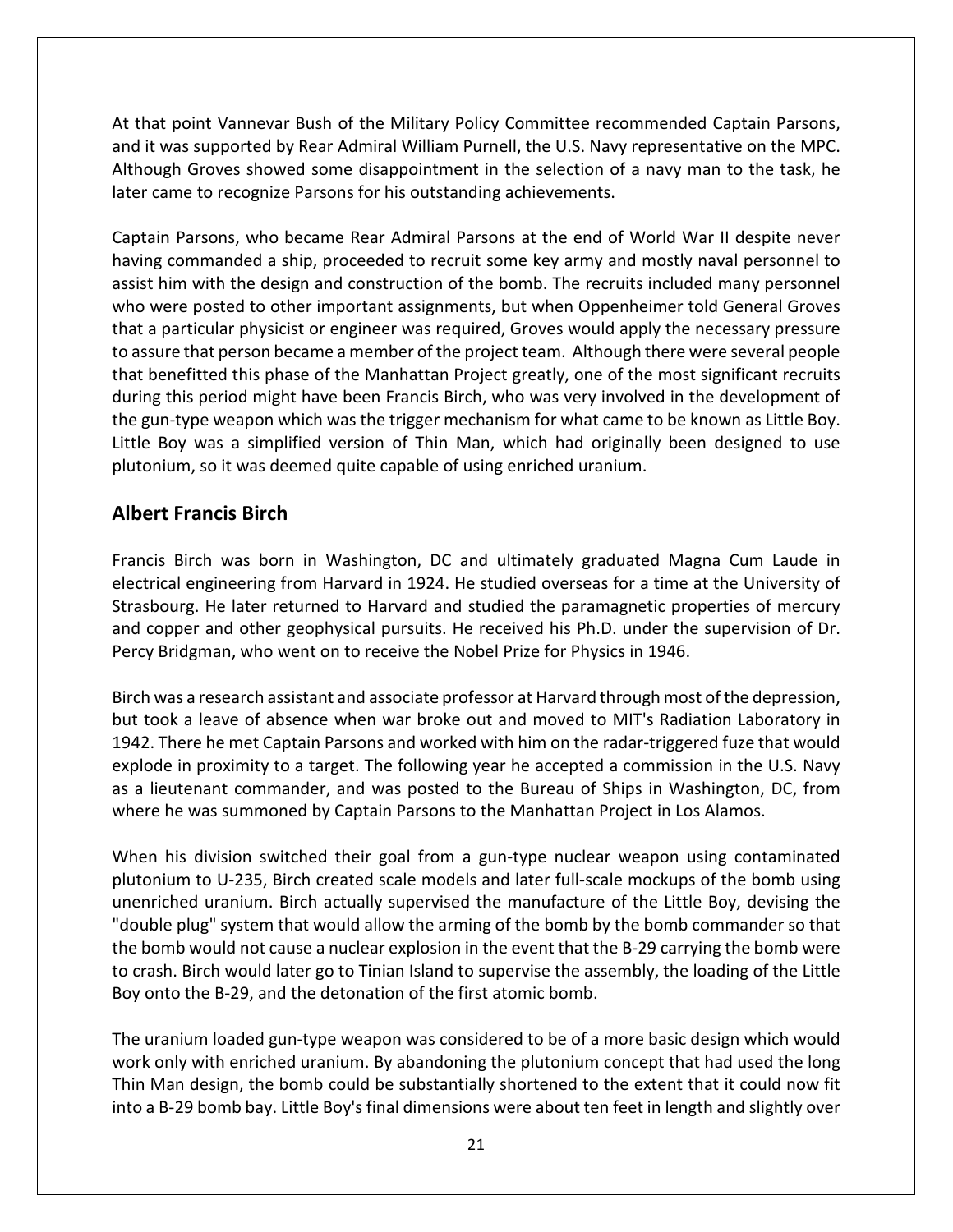At that point Vannevar Bush of the Military Policy Committee recommended Captain Parsons, and it was supported by Rear Admiral William Purnell, the U.S. Navy representative on the MPC. Although Groves showed some disappointment in the selection of a navy man to the task, he later came to recognize Parsons for his outstanding achievements.

Captain Parsons, who became Rear Admiral Parsons at the end of World War II despite never having commanded a ship, proceeded to recruit some key army and mostly naval personnel to assist him with the design and construction of the bomb. The recruits included many personnel who were posted to other important assignments, but when Oppenheimer told General Groves that a particular physicist or engineer was required, Groves would apply the necessary pressure to assure that person became a member of the project team. Although there were several people that benefitted this phase of the Manhattan Project greatly, one of the most significant recruits during this period might have been Francis Birch, who was very involved in the development of the gun-type weapon which was the trigger mechanism for what came to be known as Little Boy. Little Boy was a simplified version of Thin Man, which had originally been designed to use plutonium, so it was deemed quite capable of using enriched uranium.

## Albert Francis Birch

Francis Birch was born in Washington, DC and ultimately graduated Magna Cum Laude in electrical engineering from Harvard in 1924. He studied overseas for a time at the University of Strasbourg. He later returned to Harvard and studied the paramagnetic properties of mercury and copper and other geophysical pursuits. He received his Ph.D. under the supervision of Dr. Percy Bridgman, who went on to receive the Nobel Prize for Physics in 1946.

Birch was a research assistant and associate professor at Harvard through most of the depression, but took a leave of absence when war broke out and moved to MIT's Radiation Laboratory in 1942. There he met Captain Parsons and worked with him on the radar-triggered fuze that would explode in proximity to a target. The following year he accepted a commission in the U.S. Navy as a lieutenant commander, and was posted to the Bureau of Ships in Washington, DC, from where he was summoned by Captain Parsons to the Manhattan Project in Los Alamos.

When his division switched their goal from a gun-type nuclear weapon using contaminated plutonium to U-235, Birch created scale models and later full-scale mockups of the bomb using unenriched uranium. Birch actually supervised the manufacture of the Little Boy, devising the "double plug" system that would allow the arming of the bomb by the bomb commander so that the bomb would not cause a nuclear explosion in the event that the B-29 carrying the bomb were to crash. Birch would later go to Tinian Island to supervise the assembly, the loading of the Little Boy onto the B-29, and the detonation of the first atomic bomb.

The uranium loaded gun-type weapon was considered to be of a more basic design which would work only with enriched uranium. By abandoning the plutonium concept that had used the long Thin Man design, the bomb could be substantially shortened to the extent that it could now fit into a B-29 bomb bay. Little Boy's final dimensions were about ten feet in length and slightly over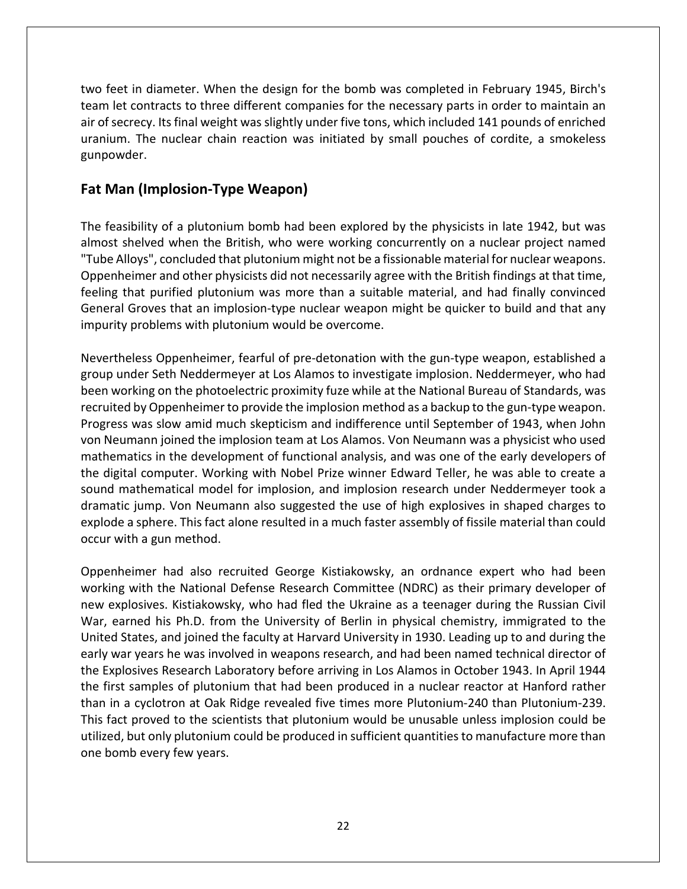two feet in diameter. When the design for the bomb was completed in February 1945, Birch's team let contracts to three different companies for the necessary parts in order to maintain an air of secrecy. Its final weight was slightly under five tons, which included 141 pounds of enriched uranium. The nuclear chain reaction was initiated by small pouches of cordite, a smokeless gunpowder.

## Fat Man (Implosion-Type Weapon)

The feasibility of a plutonium bomb had been explored by the physicists in late 1942, but was almost shelved when the British, who were working concurrently on a nuclear project named "Tube Alloys", concluded that plutonium might not be a fissionable material for nuclear weapons. Oppenheimer and other physicists did not necessarily agree with the British findings at that time, feeling that purified plutonium was more than a suitable material, and had finally convinced General Groves that an implosion-type nuclear weapon might be quicker to build and that any impurity problems with plutonium would be overcome.

Nevertheless Oppenheimer, fearful of pre-detonation with the gun-type weapon, established a group under Seth Neddermeyer at Los Alamos to investigate implosion. Neddermeyer, who had been working on the photoelectric proximity fuze while at the National Bureau of Standards, was recruited by Oppenheimer to provide the implosion method as a backup to the gun-type weapon. Progress was slow amid much skepticism and indifference until September of 1943, when John von Neumann joined the implosion team at Los Alamos. Von Neumann was a physicist who used mathematics in the development of functional analysis, and was one of the early developers of the digital computer. Working with Nobel Prize winner Edward Teller, he was able to create a sound mathematical model for implosion, and implosion research under Neddermeyer took a dramatic jump. Von Neumann also suggested the use of high explosives in shaped charges to explode a sphere. This fact alone resulted in a much faster assembly of fissile material than could occur with a gun method.

Oppenheimer had also recruited George Kistiakowsky, an ordnance expert who had been working with the National Defense Research Committee (NDRC) as their primary developer of new explosives. Kistiakowsky, who had fled the Ukraine as a teenager during the Russian Civil War, earned his Ph.D. from the University of Berlin in physical chemistry, immigrated to the United States, and joined the faculty at Harvard University in 1930. Leading up to and during the early war years he was involved in weapons research, and had been named technical director of the Explosives Research Laboratory before arriving in Los Alamos in October 1943. In April 1944 the first samples of plutonium that had been produced in a nuclear reactor at Hanford rather than in a cyclotron at Oak Ridge revealed five times more Plutonium-240 than Plutonium-239. This fact proved to the scientists that plutonium would be unusable unless implosion could be utilized, but only plutonium could be produced in sufficient quantities to manufacture more than one bomb every few years.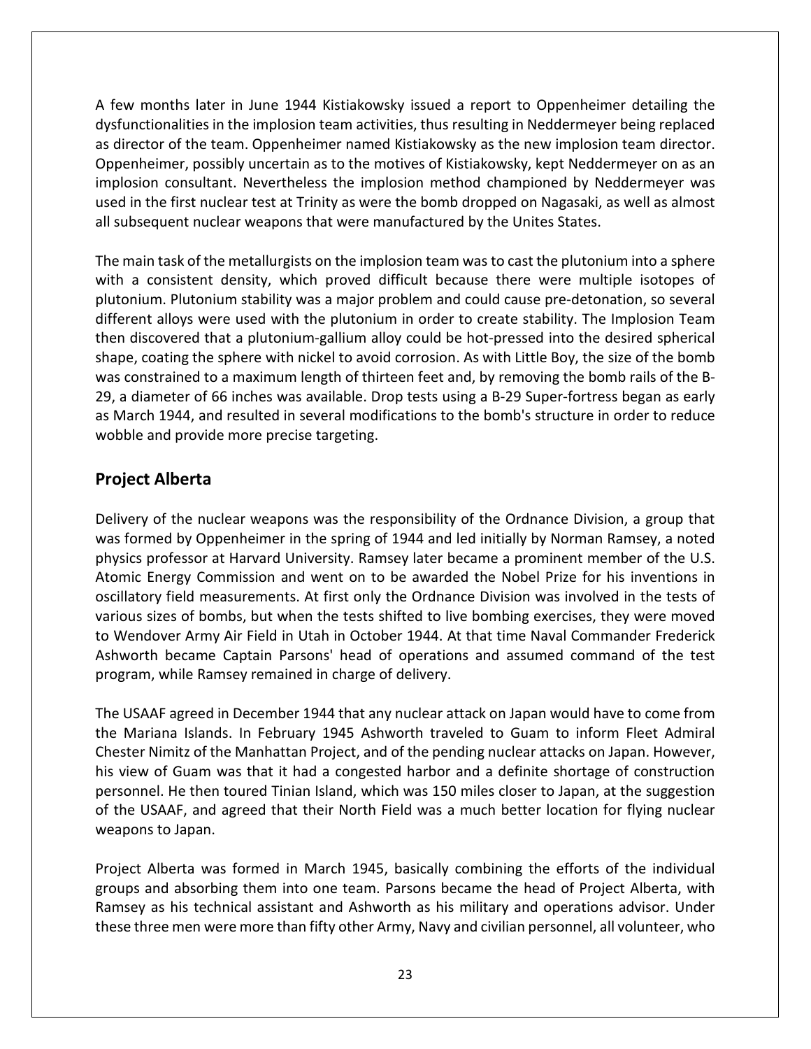A few months later in June 1944 Kistiakowsky issued a report to Oppenheimer detailing the dysfunctionalities in the implosion team activities, thus resulting in Neddermeyer being replaced as director of the team. Oppenheimer named Kistiakowsky as the new implosion team director. Oppenheimer, possibly uncertain as to the motives of Kistiakowsky, kept Neddermeyer on as an implosion consultant. Nevertheless the implosion method championed by Neddermeyer was used in the first nuclear test at Trinity as were the bomb dropped on Nagasaki, as well as almost all subsequent nuclear weapons that were manufactured by the Unites States.

The main task of the metallurgists on the implosion team was to cast the plutonium into a sphere with a consistent density, which proved difficult because there were multiple isotopes of plutonium. Plutonium stability was a major problem and could cause pre-detonation, so several different alloys were used with the plutonium in order to create stability. The Implosion Team then discovered that a plutonium-gallium alloy could be hot-pressed into the desired spherical shape, coating the sphere with nickel to avoid corrosion. As with Little Boy, the size of the bomb was constrained to a maximum length of thirteen feet and, by removing the bomb rails of the B-29, a diameter of 66 inches was available. Drop tests using a B-29 Super-fortress began as early as March 1944, and resulted in several modifications to the bomb's structure in order to reduce wobble and provide more precise targeting.

## Project Alberta

Delivery of the nuclear weapons was the responsibility of the Ordnance Division, a group that was formed by Oppenheimer in the spring of 1944 and led initially by Norman Ramsey, a noted physics professor at Harvard University. Ramsey later became a prominent member of the U.S. Atomic Energy Commission and went on to be awarded the Nobel Prize for his inventions in oscillatory field measurements. At first only the Ordnance Division was involved in the tests of various sizes of bombs, but when the tests shifted to live bombing exercises, they were moved to Wendover Army Air Field in Utah in October 1944. At that time Naval Commander Frederick Ashworth became Captain Parsons' head of operations and assumed command of the test program, while Ramsey remained in charge of delivery.

The USAAF agreed in December 1944 that any nuclear attack on Japan would have to come from the Mariana Islands. In February 1945 Ashworth traveled to Guam to inform Fleet Admiral Chester Nimitz of the Manhattan Project, and of the pending nuclear attacks on Japan. However, his view of Guam was that it had a congested harbor and a definite shortage of construction personnel. He then toured Tinian Island, which was 150 miles closer to Japan, at the suggestion of the USAAF, and agreed that their North Field was a much better location for flying nuclear weapons to Japan.

Project Alberta was formed in March 1945, basically combining the efforts of the individual groups and absorbing them into one team. Parsons became the head of Project Alberta, with Ramsey as his technical assistant and Ashworth as his military and operations advisor. Under these three men were more than fifty other Army, Navy and civilian personnel, all volunteer, who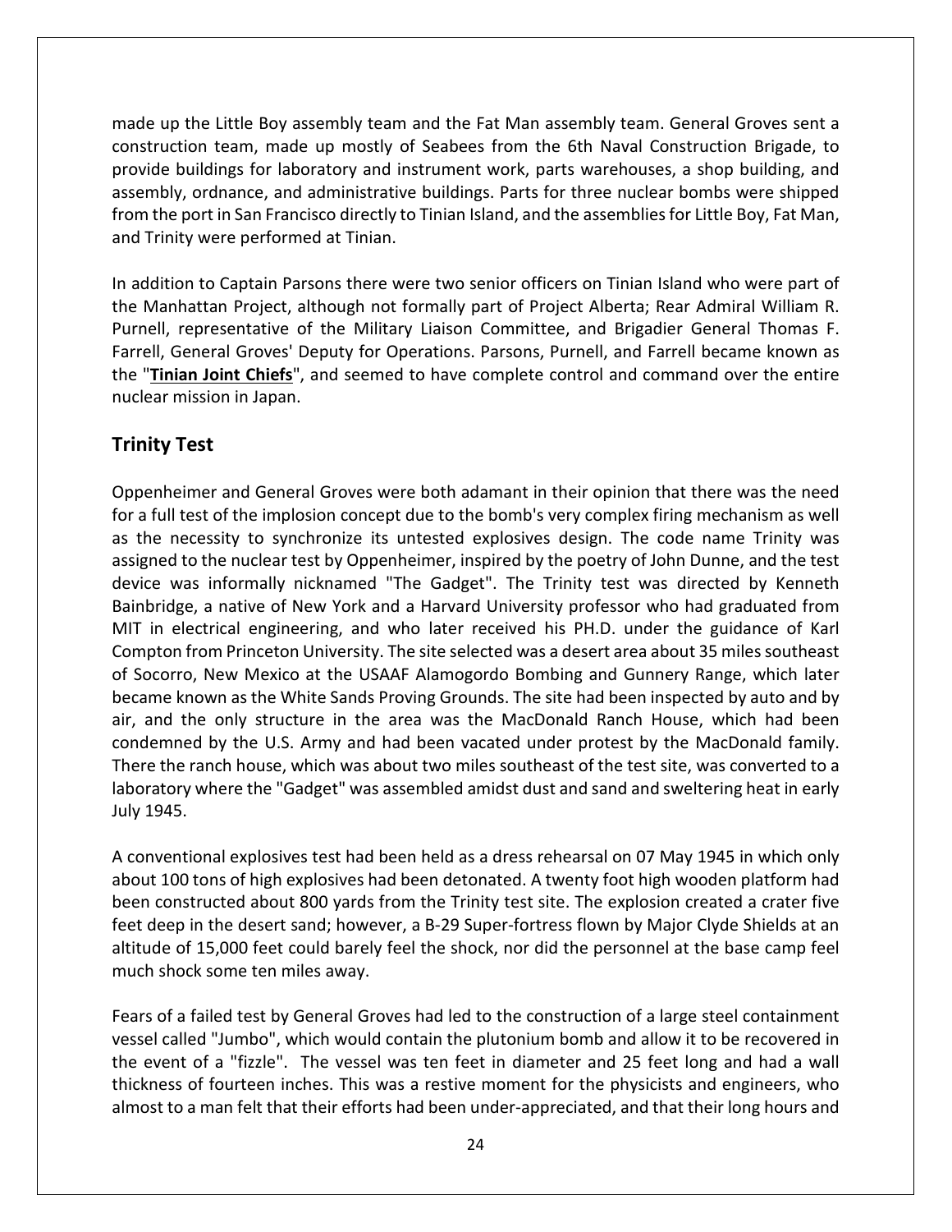made up the Little Boy assembly team and the Fat Man assembly team. General Groves sent a construction team, made up mostly of Seabees from the 6th Naval Construction Brigade, to provide buildings for laboratory and instrument work, parts warehouses, a shop building, and assembly, ordnance, and administrative buildings. Parts for three nuclear bombs were shipped from the port in San Francisco directly to Tinian Island, and the assemblies for Little Boy, Fat Man, and Trinity were performed at Tinian.

In addition to Captain Parsons there were two senior officers on Tinian Island who were part of the Manhattan Project, although not formally part of Project Alberta; Rear Admiral William R. Purnell, representative of the Military Liaison Committee, and Brigadier General Thomas F. Farrell, General Groves' Deputy for Operations. Parsons, Purnell, and Farrell became known as the "**Tinian Joint Chiefs**", and seemed to have complete control and command over the entire nuclear mission in Japan.

## Trinity Test

Oppenheimer and General Groves were both adamant in their opinion that there was the need for a full test of the implosion concept due to the bomb's very complex firing mechanism as well as the necessity to synchronize its untested explosives design. The code name Trinity was assigned to the nuclear test by Oppenheimer, inspired by the poetry of John Dunne, and the test device was informally nicknamed "The Gadget". The Trinity test was directed by Kenneth Bainbridge, a native of New York and a Harvard University professor who had graduated from MIT in electrical engineering, and who later received his PH.D. under the guidance of Karl Compton from Princeton University. The site selected was a desert area about 35 miles southeast of Socorro, New Mexico at the USAAF Alamogordo Bombing and Gunnery Range, which later became known as the White Sands Proving Grounds. The site had been inspected by auto and by air, and the only structure in the area was the MacDonald Ranch House, which had been condemned by the U.S. Army and had been vacated under protest by the MacDonald family. There the ranch house, which was about two miles southeast of the test site, was converted to a laboratory where the "Gadget" was assembled amidst dust and sand and sweltering heat in early July 1945.

A conventional explosives test had been held as a dress rehearsal on 07 May 1945 in which only about 100 tons of high explosives had been detonated. A twenty foot high wooden platform had been constructed about 800 yards from the Trinity test site. The explosion created a crater five feet deep in the desert sand; however, a B-29 Super-fortress flown by Major Clyde Shields at an altitude of 15,000 feet could barely feel the shock, nor did the personnel at the base camp feel much shock some ten miles away.

Fears of a failed test by General Groves had led to the construction of a large steel containment vessel called "Jumbo", which would contain the plutonium bomb and allow it to be recovered in the event of a "fizzle". The vessel was ten feet in diameter and 25 feet long and had a wall thickness of fourteen inches. This was a restive moment for the physicists and engineers, who almost to a man felt that their efforts had been under-appreciated, and that their long hours and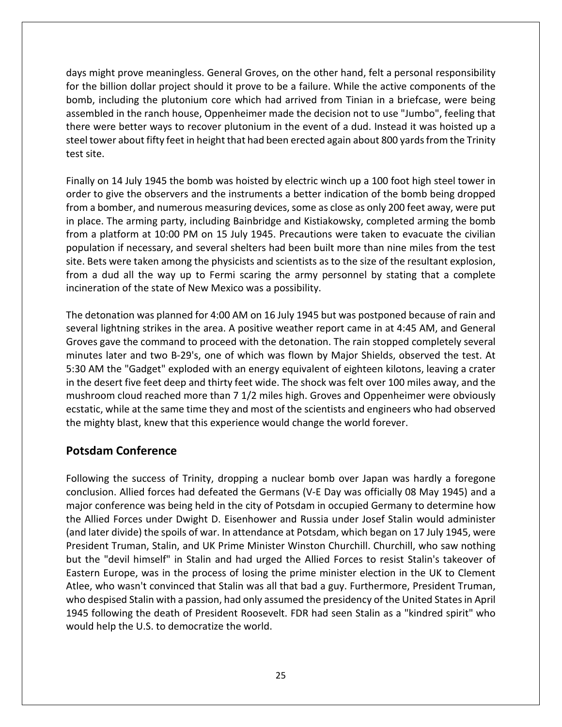days might prove meaningless. General Groves, on the other hand, felt a personal responsibility for the billion dollar project should it prove to be a failure. While the active components of the bomb, including the plutonium core which had arrived from Tinian in a briefcase, were being assembled in the ranch house, Oppenheimer made the decision not to use "Jumbo", feeling that there were better ways to recover plutonium in the event of a dud. Instead it was hoisted up a steel tower about fifty feet in height that had been erected again about 800 yards from the Trinity test site.

Finally on 14 July 1945 the bomb was hoisted by electric winch up a 100 foot high steel tower in order to give the observers and the instruments a better indication of the bomb being dropped from a bomber, and numerous measuring devices, some as close as only 200 feet away, were put in place. The arming party, including Bainbridge and Kistiakowsky, completed arming the bomb from a platform at 10:00 PM on 15 July 1945. Precautions were taken to evacuate the civilian population if necessary, and several shelters had been built more than nine miles from the test site. Bets were taken among the physicists and scientists as to the size of the resultant explosion, from a dud all the way up to Fermi scaring the army personnel by stating that a complete incineration of the state of New Mexico was a possibility.

The detonation was planned for 4:00 AM on 16 July 1945 but was postponed because of rain and several lightning strikes in the area. A positive weather report came in at 4:45 AM, and General Groves gave the command to proceed with the detonation. The rain stopped completely several minutes later and two B-29's, one of which was flown by Major Shields, observed the test. At 5:30 AM the "Gadget" exploded with an energy equivalent of eighteen kilotons, leaving a crater in the desert five feet deep and thirty feet wide. The shock was felt over 100 miles away, and the mushroom cloud reached more than 7 1/2 miles high. Groves and Oppenheimer were obviously ecstatic, while at the same time they and most of the scientists and engineers who had observed the mighty blast, knew that this experience would change the world forever.

## Potsdam Conference

Following the success of Trinity, dropping a nuclear bomb over Japan was hardly a foregone conclusion. Allied forces had defeated the Germans (V-E Day was officially 08 May 1945) and a major conference was being held in the city of Potsdam in occupied Germany to determine how the Allied Forces under Dwight D. Eisenhower and Russia under Josef Stalin would administer (and later divide) the spoils of war. In attendance at Potsdam, which began on 17 July 1945, were President Truman, Stalin, and UK Prime Minister Winston Churchill. Churchill, who saw nothing but the "devil himself" in Stalin and had urged the Allied Forces to resist Stalin's takeover of Eastern Europe, was in the process of losing the prime minister election in the UK to Clement Atlee, who wasn't convinced that Stalin was all that bad a guy. Furthermore, President Truman, who despised Stalin with a passion, had only assumed the presidency of the United States in April 1945 following the death of President Roosevelt. FDR had seen Stalin as a "kindred spirit" who would help the U.S. to democratize the world.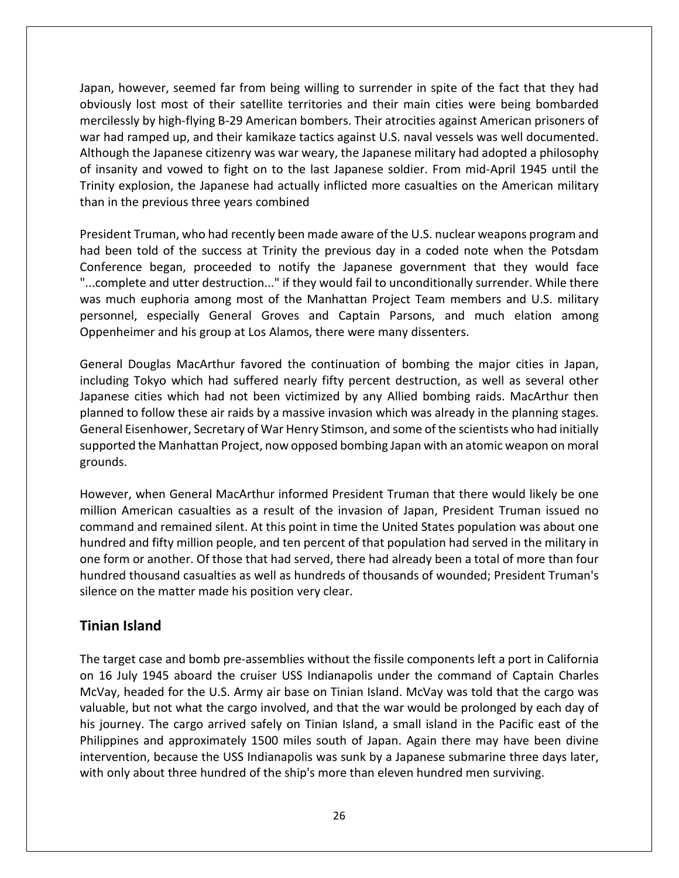Japan, however, seemed far from being willing to surrender in spite of the fact that they had obviously lost most of their satellite territories and their main cities were being bombarded mercilessly by high-flying B-29 American bombers. Their atrocities against American prisoners of war had ramped up, and their kamikaze tactics against U.S. naval vessels was well documented. Although the Japanese citizenry was war weary, the Japanese military had adopted a philosophy of insanity and vowed to fight on to the last Japanese soldier. From mid-April 1945 until the Trinity explosion, the Japanese had actually inflicted more casualties on the American military than in the previous three years combined

President Truman, who had recently been made aware of the U.S. nuclear weapons program and had been told of the success at Trinity the previous day in a coded note when the Potsdam Conference began, proceeded to notify the Japanese government that they would face "...complete and utter destruction..." if they would fail to unconditionally surrender. While there was much euphoria among most of the Manhattan Project Team members and U.S. military personnel, especially General Groves and Captain Parsons, and much elation among Oppenheimer and his group at Los Alamos, there were many dissenters.

General Douglas MacArthur favored the continuation of bombing the major cities in Japan, including Tokyo which had suffered nearly fifty percent destruction, as well as several other Japanese cities which had not been victimized by any Allied bombing raids. MacArthur then planned to follow these air raids by a massive invasion which was already in the planning stages. General Eisenhower, Secretary of War Henry Stimson, and some of the scientists who had initially supported the Manhattan Project, now opposed bombing Japan with an atomic weapon on moral grounds.

However, when General MacArthur informed President Truman that there would likely be one million American casualties as a result of the invasion of Japan, President Truman issued no command and remained silent. At this point in time the United States population was about one hundred and fifty million people, and ten percent of that population had served in the military in one form or another. Of those that had served, there had already been a total of more than four hundred thousand casualties as well as hundreds of thousands of wounded; President Truman's silence on the matter made his position very clear.

## Tinian Island

The target case and bomb pre-assemblies without the fissile components left a port in California on 16 July 1945 aboard the cruiser USS Indianapolis under the command of Captain Charles McVay, headed for the U.S. Army air base on Tinian Island. McVay was told that the cargo was valuable, but not what the cargo involved, and that the war would be prolonged by each day of his journey. The cargo arrived safely on Tinian Island, a small island in the Pacific east of the Philippines and approximately 1500 miles south of Japan. Again there may have been divine intervention, because the USS Indianapolis was sunk by a Japanese submarine three days later, with only about three hundred of the ship's more than eleven hundred men surviving.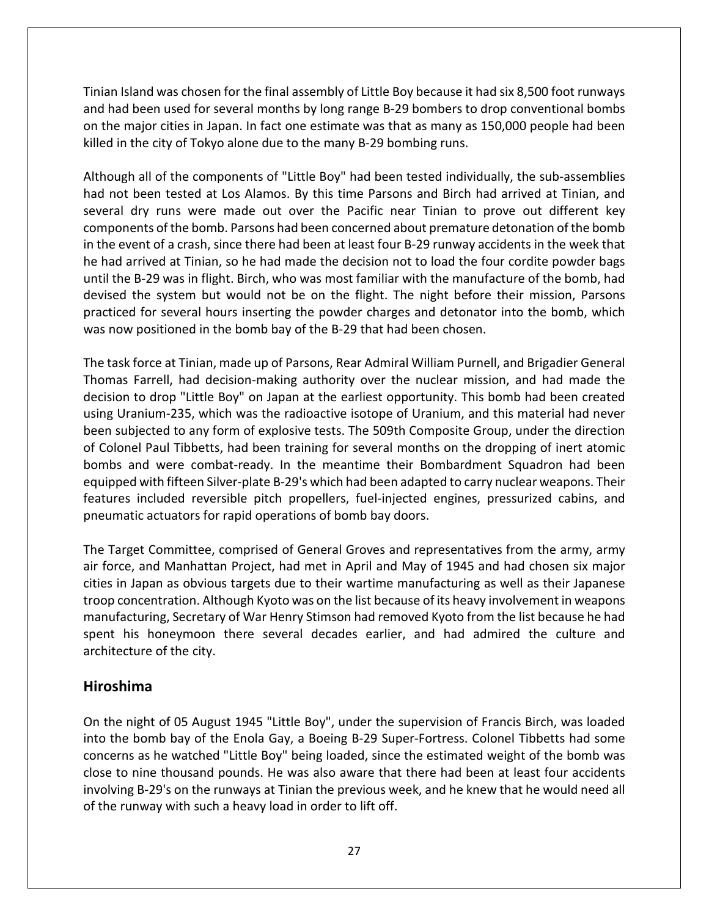Tinian Island was chosen for the final assembly of Little Boy because it had six 8,500 foot runways and had been used for several months by long range B-29 bombers to drop conventional bombs on the major cities in Japan. In fact one estimate was that as many as 150,000 people had been killed in the city of Tokyo alone due to the many B-29 bombing runs.

Although all of the components of "Little Boy" had been tested individually, the sub-assemblies had not been tested at Los Alamos. By this time Parsons and Birch had arrived at Tinian, and several dry runs were made out over the Pacific near Tinian to prove out different key components of the bomb. Parsons had been concerned about premature detonation of the bomb in the event of a crash, since there had been at least four B-29 runway accidents in the week that he had arrived at Tinian, so he had made the decision not to load the four cordite powder bags until the B-29 was in flight. Birch, who was most familiar with the manufacture of the bomb, had devised the system but would not be on the flight. The night before their mission, Parsons practiced for several hours inserting the powder charges and detonator into the bomb, which was now positioned in the bomb bay of the B-29 that had been chosen.

The task force at Tinian, made up of Parsons, Rear Admiral William Purnell, and Brigadier General Thomas Farrell, had decision-making authority over the nuclear mission, and had made the decision to drop "Little Boy" on Japan at the earliest opportunity. This bomb had been created using Uranium-235, which was the radioactive isotope of Uranium, and this material had never been subjected to any form of explosive tests. The 509th Composite Group, under the direction of Colonel Paul Tibbetts, had been training for several months on the dropping of inert atomic bombs and were combat-ready. In the meantime their Bombardment Squadron had been equipped with fifteen Silver-plate B-29's which had been adapted to carry nuclear weapons. Their features included reversible pitch propellers, fuel-injected engines, pressurized cabins, and pneumatic actuators for rapid operations of bomb bay doors.

The Target Committee, comprised of General Groves and representatives from the army, army air force, and Manhattan Project, had met in April and May of 1945 and had chosen six major cities in Japan as obvious targets due to their wartime manufacturing as well as their Japanese troop concentration. Although Kyoto was on the list because of its heavy involvement in weapons manufacturing, Secretary of War Henry Stimson had removed Kyoto from the list because he had spent his honeymoon there several decades earlier, and had admired the culture and architecture of the city.

## Hiroshima

On the night of 05 August 1945 "Little Boy", under the supervision of Francis Birch, was loaded into the bomb bay of the Enola Gay, a Boeing B-29 Super-Fortress. Colonel Tibbetts had some concerns as he watched "Little Boy" being loaded, since the estimated weight of the bomb was close to nine thousand pounds. He was also aware that there had been at least four accidents involving B-29's on the runways at Tinian the previous week, and he knew that he would need all of the runway with such a heavy load in order to lift off.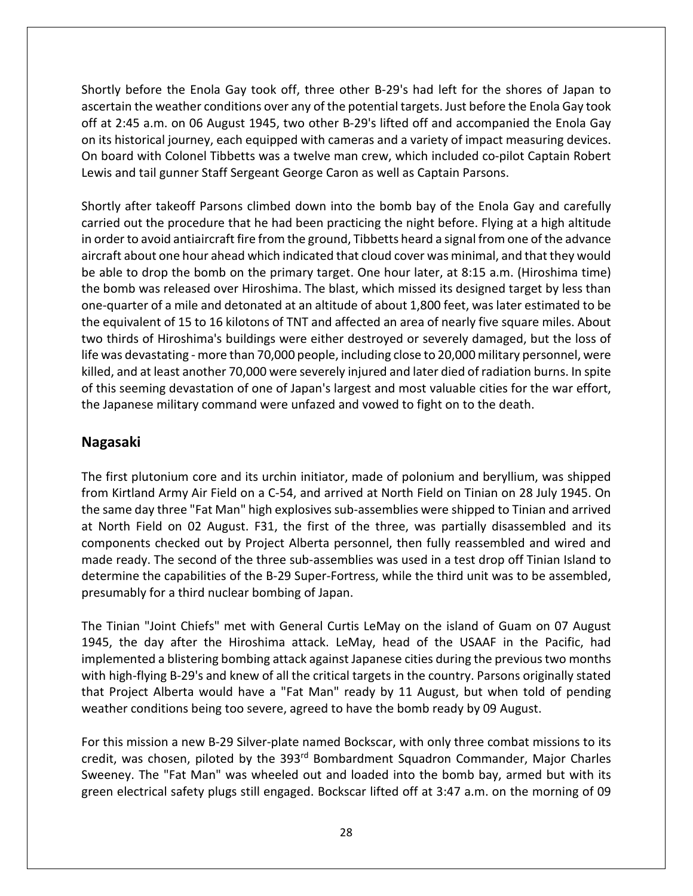Shortly before the Enola Gay took off, three other B-29's had left for the shores of Japan to ascertain the weather conditions over any of the potential targets. Just before the Enola Gay took off at 2:45 a.m. on 06 August 1945, two other B-29's lifted off and accompanied the Enola Gay on its historical journey, each equipped with cameras and a variety of impact measuring devices. On board with Colonel Tibbetts was a twelve man crew, which included co-pilot Captain Robert Lewis and tail gunner Staff Sergeant George Caron as well as Captain Parsons.

Shortly after takeoff Parsons climbed down into the bomb bay of the Enola Gay and carefully carried out the procedure that he had been practicing the night before. Flying at a high altitude in order to avoid antiaircraft fire from the ground, Tibbetts heard a signal from one of the advance aircraft about one hour ahead which indicated that cloud cover was minimal, and that they would be able to drop the bomb on the primary target. One hour later, at 8:15 a.m. (Hiroshima time) the bomb was released over Hiroshima. The blast, which missed its designed target by less than one-quarter of a mile and detonated at an altitude of about 1,800 feet, was later estimated to be the equivalent of 15 to 16 kilotons of TNT and affected an area of nearly five square miles. About two thirds of Hiroshima's buildings were either destroyed or severely damaged, but the loss of life was devastating - more than 70,000 people, including close to 20,000 military personnel, were killed, and at least another 70,000 were severely injured and later died of radiation burns. In spite of this seeming devastation of one of Japan's largest and most valuable cities for the war effort, the Japanese military command were unfazed and vowed to fight on to the death.

## Nagasaki

The first plutonium core and its urchin initiator, made of polonium and beryllium, was shipped from Kirtland Army Air Field on a C-54, and arrived at North Field on Tinian on 28 July 1945. On the same day three "Fat Man" high explosives sub-assemblies were shipped to Tinian and arrived at North Field on 02 August. F31, the first of the three, was partially disassembled and its components checked out by Project Alberta personnel, then fully reassembled and wired and made ready. The second of the three sub-assemblies was used in a test drop off Tinian Island to determine the capabilities of the B-29 Super-Fortress, while the third unit was to be assembled, presumably for a third nuclear bombing of Japan.

The Tinian "Joint Chiefs" met with General Curtis LeMay on the island of Guam on 07 August 1945, the day after the Hiroshima attack. LeMay, head of the USAAF in the Pacific, had implemented a blistering bombing attack against Japanese cities during the previous two months with high-flying B-29's and knew of all the critical targets in the country. Parsons originally stated that Project Alberta would have a "Fat Man" ready by 11 August, but when told of pending weather conditions being too severe, agreed to have the bomb ready by 09 August.

For this mission a new B-29 Silver-plate named Bockscar, with only three combat missions to its credit, was chosen, piloted by the 393rd Bombardment Squadron Commander, Major Charles Sweeney. The "Fat Man" was wheeled out and loaded into the bomb bay, armed but with its green electrical safety plugs still engaged. Bockscar lifted off at 3:47 a.m. on the morning of 09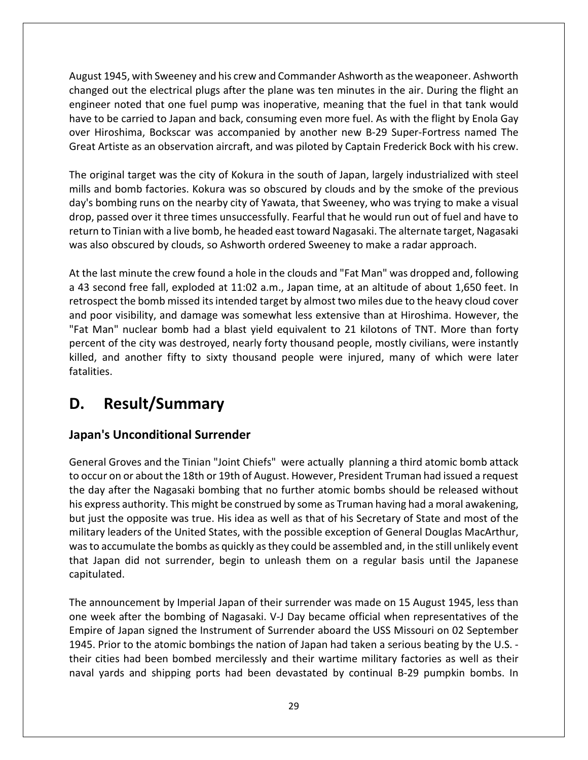August 1945, with Sweeney and his crew and Commander Ashworth as the weaponeer. Ashworth changed out the electrical plugs after the plane was ten minutes in the air. During the flight an engineer noted that one fuel pump was inoperative, meaning that the fuel in that tank would have to be carried to Japan and back, consuming even more fuel. As with the flight by Enola Gay over Hiroshima, Bockscar was accompanied by another new B-29 Super-Fortress named The Great Artiste as an observation aircraft, and was piloted by Captain Frederick Bock with his crew.

The original target was the city of Kokura in the south of Japan, largely industrialized with steel mills and bomb factories. Kokura was so obscured by clouds and by the smoke of the previous day's bombing runs on the nearby city of Yawata, that Sweeney, who was trying to make a visual drop, passed over it three times unsuccessfully. Fearful that he would run out of fuel and have to return to Tinian with a live bomb, he headed east toward Nagasaki. The alternate target, Nagasaki was also obscured by clouds, so Ashworth ordered Sweeney to make a radar approach.

At the last minute the crew found a hole in the clouds and "Fat Man" was dropped and, following a 43 second free fall, exploded at 11:02 a.m., Japan time, at an altitude of about 1,650 feet. In retrospect the bomb missed its intended target by almost two miles due to the heavy cloud cover and poor visibility, and damage was somewhat less extensive than at Hiroshima. However, the "Fat Man" nuclear bomb had a blast yield equivalent to 21 kilotons of TNT. More than forty percent of the city was destroyed, nearly forty thousand people, mostly civilians, were instantly killed, and another fifty to sixty thousand people were injured, many of which were later fatalities.

# D. Result/Summary

## Japan's Unconditional Surrender

General Groves and the Tinian "Joint Chiefs" were actually planning a third atomic bomb attack to occur on or about the 18th or 19th of August. However, President Truman had issued a request the day after the Nagasaki bombing that no further atomic bombs should be released without his express authority. This might be construed by some as Truman having had a moral awakening, but just the opposite was true. His idea as well as that of his Secretary of State and most of the military leaders of the United States, with the possible exception of General Douglas MacArthur, was to accumulate the bombs as quickly as they could be assembled and, in the still unlikely event that Japan did not surrender, begin to unleash them on a regular basis until the Japanese capitulated.

The announcement by Imperial Japan of their surrender was made on 15 August 1945, less than one week after the bombing of Nagasaki. V-J Day became official when representatives of the Empire of Japan signed the Instrument of Surrender aboard the USS Missouri on 02 September 1945. Prior to the atomic bombings the nation of Japan had taken a serious beating by the U.S. - their cities had been bombed mercilessly and their wartime military factories as well as their naval yards and shipping ports had been devastated by continual B-29 pumpkin bombs. In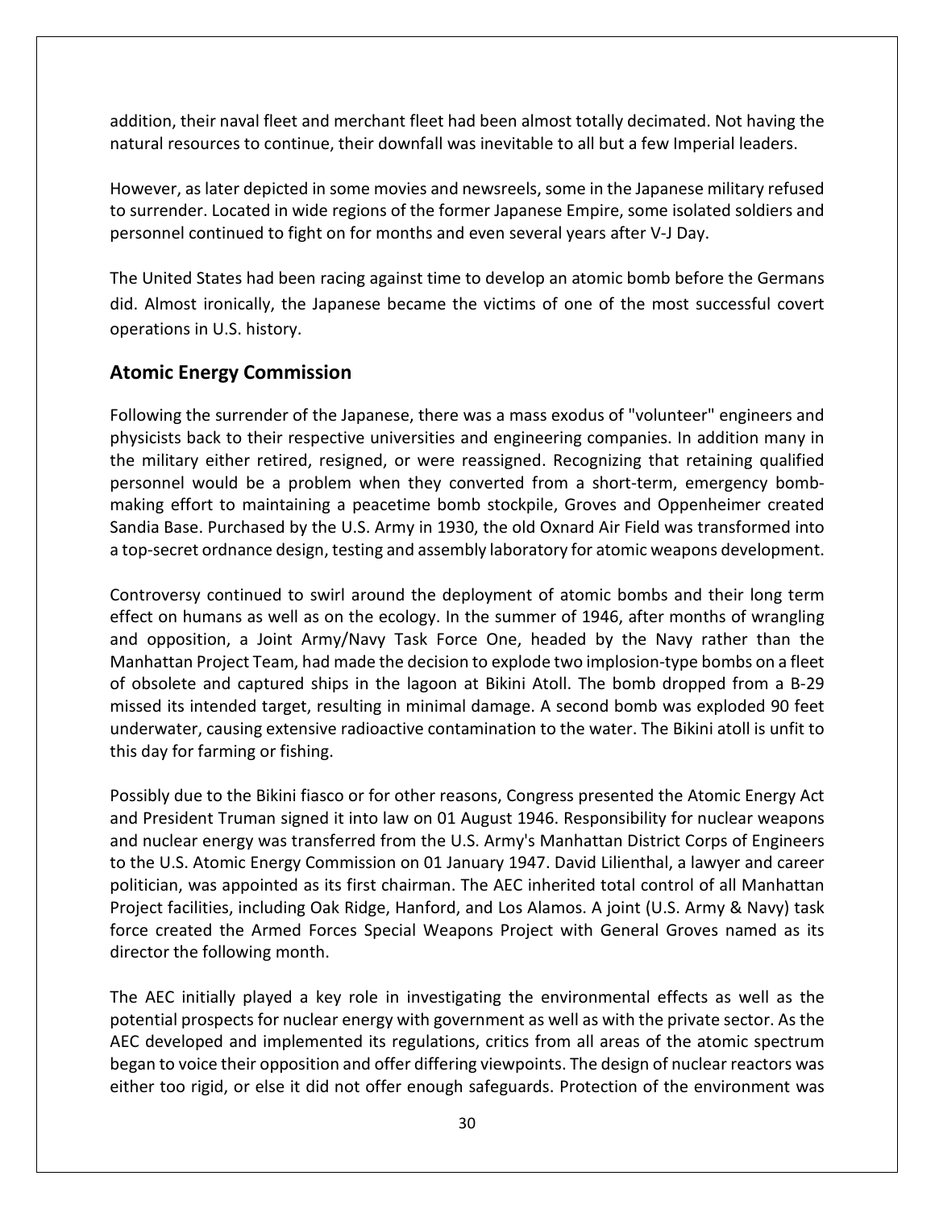addition, their naval fleet and merchant fleet had been almost totally decimated. Not having the natural resources to continue, their downfall was inevitable to all but a few Imperial leaders.

However, as later depicted in some movies and newsreels, some in the Japanese military refused to surrender. Located in wide regions of the former Japanese Empire, some isolated soldiers and personnel continued to fight on for months and even several years after V-J Day.

The United States had been racing against time to develop an atomic bomb before the Germans did. Almost ironically, the Japanese became the victims of one of the most successful covert operations in U.S. history.

## Atomic Energy Commission

Following the surrender of the Japanese, there was a mass exodus of "volunteer" engineers and physicists back to their respective universities and engineering companies. In addition many in the military either retired, resigned, or were reassigned. Recognizing that retaining qualified personnel would be a problem when they converted from a short-term, emergency bomb-making effort to maintaining a peacetime bomb stockpile, Groves and Oppenheimer created Sandia Base. Purchased by the U.S. Army in 1930, the old Oxnard Air Field was transformed into a top-secret ordnance design, testing and assembly laboratory for atomic weapons development.

Controversy continued to swirl around the deployment of atomic bombs and their long term effect on humans as well as on the ecology. In the summer of 1946, after months of wrangling and opposition, a Joint Army/Navy Task Force One, headed by the Navy rather than the Manhattan Project Team, had made the decision to explode two implosion-type bombs on a fleet of obsolete and captured ships in the lagoon at Bikini Atoll. The bomb dropped from a B-29 missed its intended target, resulting in minimal damage. A second bomb was exploded 90 feet underwater, causing extensive radioactive contamination to the water. The Bikini atoll is unfit to this day for farming or fishing.

Possibly due to the Bikini fiasco or for other reasons, Congress presented the Atomic Energy Act and President Truman signed it into law on 01 August 1946. Responsibility for nuclear weapons and nuclear energy was transferred from the U.S. Army's Manhattan District Corps of Engineers to the U.S. Atomic Energy Commission on 01 January 1947. David Lilienthal, a lawyer and career politician, was appointed as its first chairman. The AEC inherited total control of all Manhattan Project facilities, including Oak Ridge, Hanford, and Los Alamos. A joint (U.S. Army & Navy) task force created the Armed Forces Special Weapons Project with General Groves named as its director the following month.

The AEC initially played a key role in investigating the environmental effects as well as the potential prospects for nuclear energy with government as well as with the private sector. As the AEC developed and implemented its regulations, critics from all areas of the atomic spectrum began to voice their opposition and offer differing viewpoints. The design of nuclear reactors was either too rigid, or else it did not offer enough safeguards. Protection of the environment was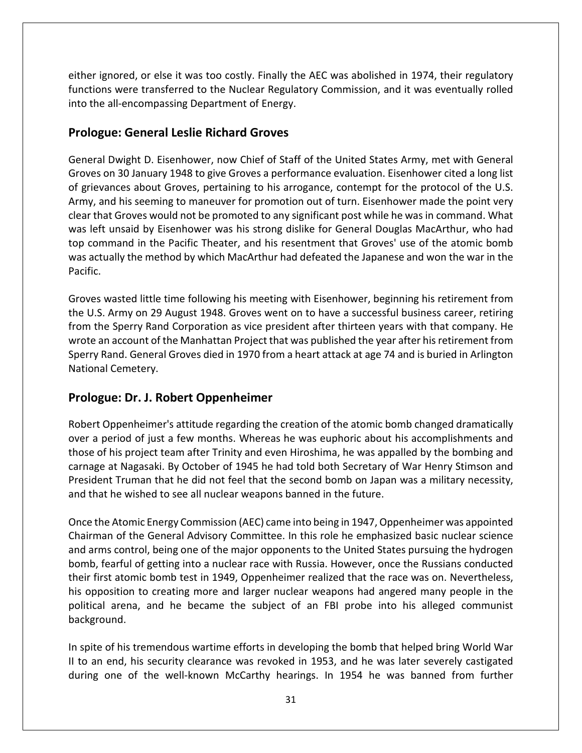either ignored, or else it was too costly. Finally the AEC was abolished in 1974, their regulatory functions were transferred to the Nuclear Regulatory Commission, and it was eventually rolled into the all-encompassing Department of Energy.

## Prologue: General Leslie Richard Groves

General Dwight D. Eisenhower, now Chief of Staff of the United States Army, met with General Groves on 30 January 1948 to give Groves a performance evaluation. Eisenhower cited a long list of grievances about Groves, pertaining to his arrogance, contempt for the protocol of the U.S. Army, and his seeming to maneuver for promotion out of turn. Eisenhower made the point very clear that Groves would not be promoted to any significant post while he was in command. What was left unsaid by Eisenhower was his strong dislike for General Douglas MacArthur, who had top command in the Pacific Theater, and his resentment that Groves' use of the atomic bomb was actually the method by which MacArthur had defeated the Japanese and won the war in the Pacific.

Groves wasted little time following his meeting with Eisenhower, beginning his retirement from the U.S. Army on 29 August 1948. Groves went on to have a successful business career, retiring from the Sperry Rand Corporation as vice president after thirteen years with that company. He wrote an account of the Manhattan Project that was published the year after his retirement from Sperry Rand. General Groves died in 1970 from a heart attack at age 74 and is buried in Arlington National Cemetery.

## Prologue: Dr. J. Robert Oppenheimer

Robert Oppenheimer's attitude regarding the creation of the atomic bomb changed dramatically over a period of just a few months. Whereas he was euphoric about his accomplishments and those of his project team after Trinity and even Hiroshima, he was appalled by the bombing and carnage at Nagasaki. By October of 1945 he had told both Secretary of War Henry Stimson and President Truman that he did not feel that the second bomb on Japan was a military necessity, and that he wished to see all nuclear weapons banned in the future.

Once the Atomic Energy Commission (AEC) came into being in 1947, Oppenheimer was appointed Chairman of the General Advisory Committee. In this role he emphasized basic nuclear science and arms control, being one of the major opponents to the United States pursuing the hydrogen bomb, fearful of getting into a nuclear race with Russia. However, once the Russians conducted their first atomic bomb test in 1949, Oppenheimer realized that the race was on. Nevertheless, his opposition to creating more and larger nuclear weapons had angered many people in the political arena, and he became the subject of an FBI probe into his alleged communist background.

In spite of his tremendous wartime efforts in developing the bomb that helped bring World War II to an end, his security clearance was revoked in 1953, and he was later severely castigated during one of the well-known McCarthy hearings. In 1954 he was banned from further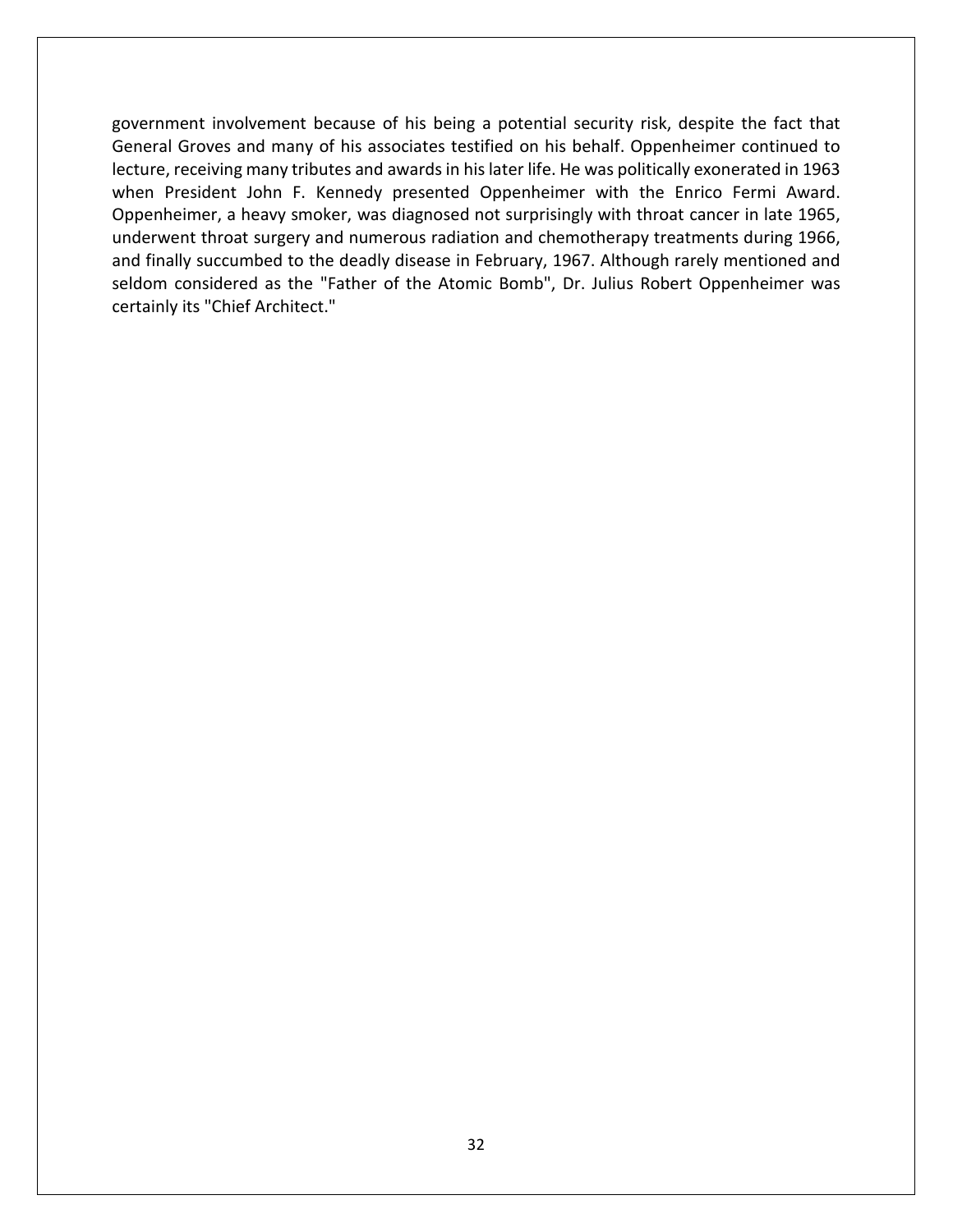government involvement because of his being a potential security risk, despite the fact that General Groves and many of his associates testified on his behalf. Oppenheimer continued to lecture, receiving many tributes and awards in his later life. He was politically exonerated in 1963 when President John F. Kennedy presented Oppenheimer with the Enrico Fermi Award. Oppenheimer, a heavy smoker, was diagnosed not surprisingly with throat cancer in late 1965, underwent throat surgery and numerous radiation and chemotherapy treatments during 1966, and finally succumbed to the deadly disease in February, 1967. Although rarely mentioned and seldom considered as the "Father of the Atomic Bomb", Dr. Julius Robert Oppenheimer was certainly its "Chief Architect."